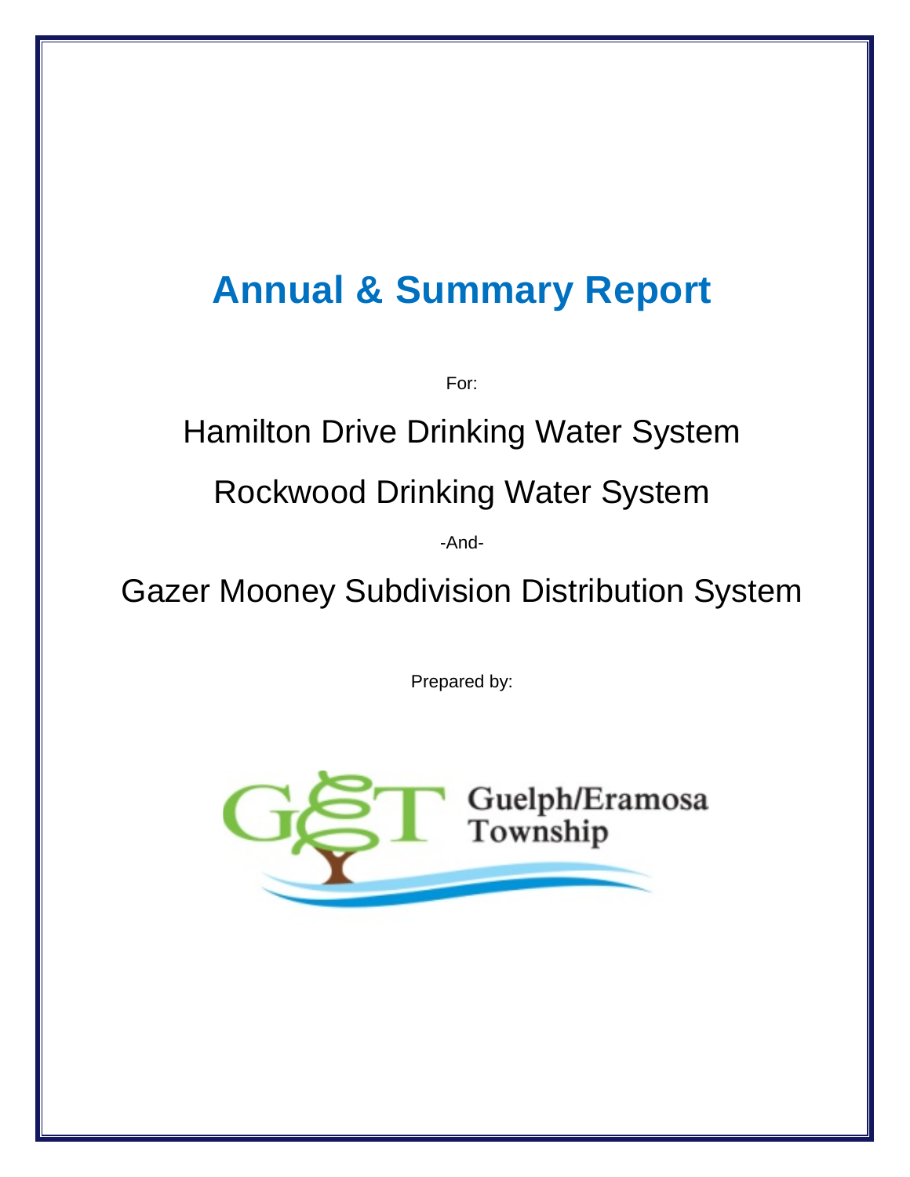# Annual & Summary Report

For:

## Hamilton Drive Drinking Water System

## Rockwood Drinking Water System

-And-

## Gazer Mooney Subdivision Distribution System

Prepared by:

Guelph/Eramosa Township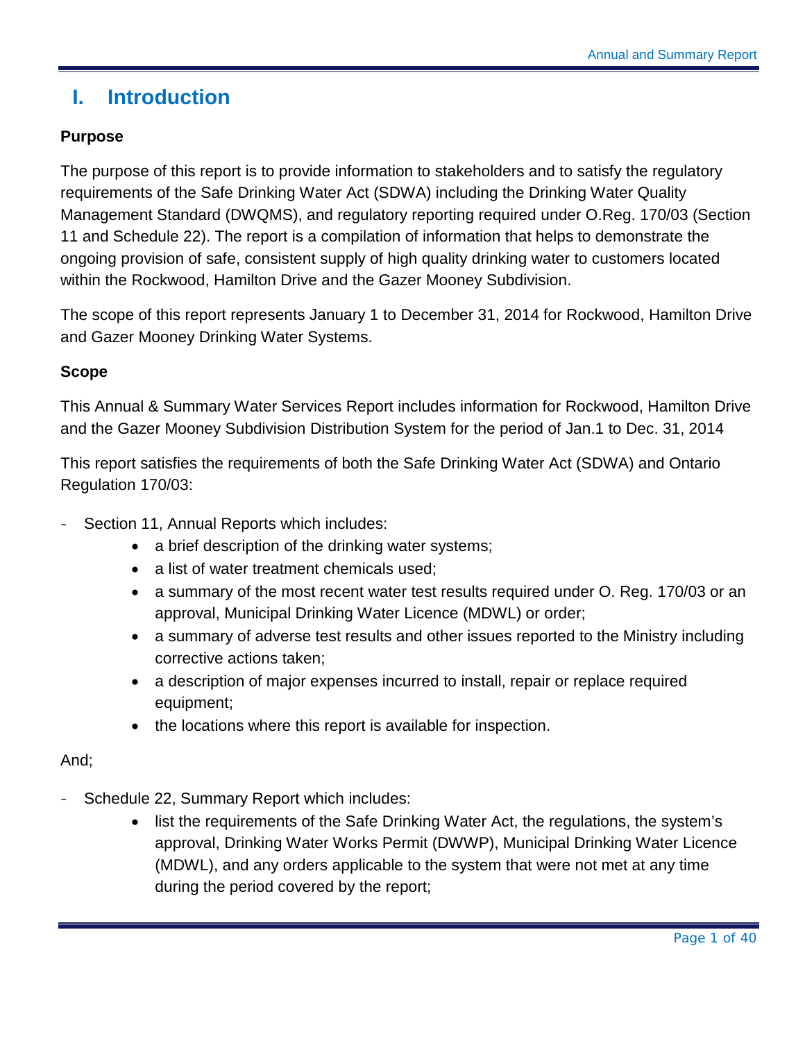# I. Introduction

**Purpose**

The purpose of this report is to provide information to stakeholders and to satisfy the regulatory requirements of the Safe Drinking Water Act (SDWA) including the Drinking Water Quality Management Standard (DWQMS), and regulatory reporting required under O.Reg. 170/03 (Section 11 and Schedule 22). The report is a compilation of information that helps to demonstrate the ongoing provision of safe, consistent supply of high quality drinking water to customers located within the Rockwood, Hamilton Drive and the Gazer Mooney Subdivision.

The scope of this report represents January 1 to December 31, 2014 for Rockwood, Hamilton Drive and Gazer Mooney Drinking Water Systems.

**Scope**

This Annual & Summary Water Services Report includes information for Rockwood, Hamilton Drive and the Gazer Mooney Subdivision Distribution System for the period of Jan.1 to Dec. 31, 2014

This report satisfies the requirements of both the Safe Drinking Water Act (SDWA) and Ontario Regulation 170/03:

- Section 11, Annual Reports which includes:
  - a brief description of the drinking water systems;
  - a list of water treatment chemicals used;
  - a summary of the most recent water test results required under O. Reg. 170/03 or an approval, Municipal Drinking Water Licence (MDWL) or order;
  - a summary of adverse test results and other issues reported to the Ministry including corrective actions taken;
  - a description of major expenses incurred to install, repair or replace required equipment;
  - the locations where this report is available for inspection.

And;

- Schedule 22, Summary Report which includes:
  - list the requirements of the Safe Drinking Water Act, the regulations, the system's approval, Drinking Water Works Permit (DWWP), Municipal Drinking Water Licence (MDWL), and any orders applicable to the system that were not met at any time during the period covered by the report;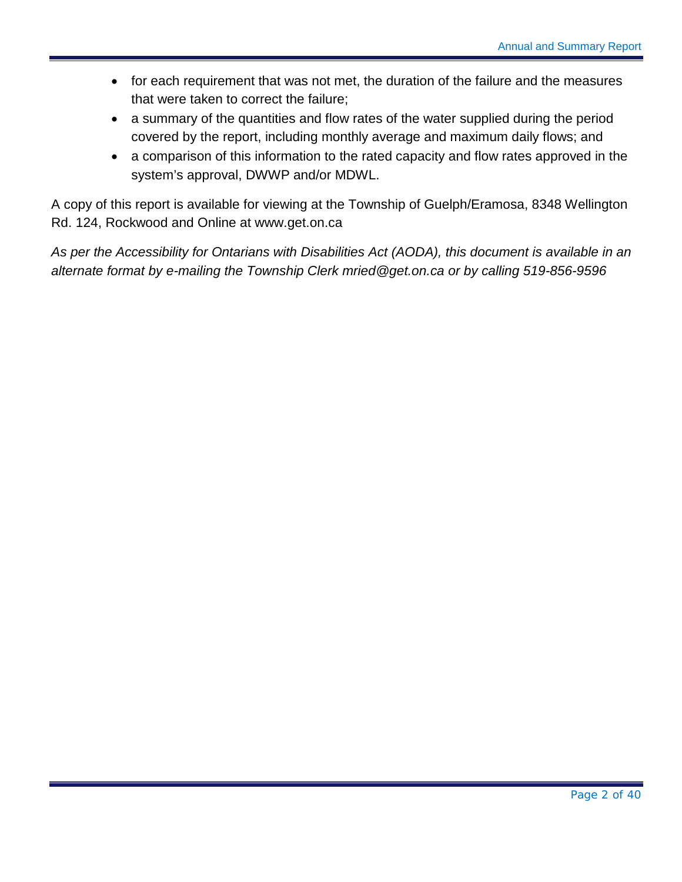- for each requirement that was not met, the duration of the failure and the measures that were taken to correct the failure;
- a summary of the quantities and flow rates of the water supplied during the period covered by the report, including monthly average and maximum daily flows; and
- a comparison of this information to the rated capacity and flow rates approved in the system's approval, DWWP and/or MDWL.

A copy of this report is available for viewing at the Township of Guelph/Eramosa, 8348 Wellington Rd. 124, Rockwood and Online at www.get.on.ca

*As per the Accessibility for Ontarians with Disabilities Act (AODA), this document is available in an alternate format by e-mailing the Township Clerk mried@get.on.ca or by calling 519-856-9596*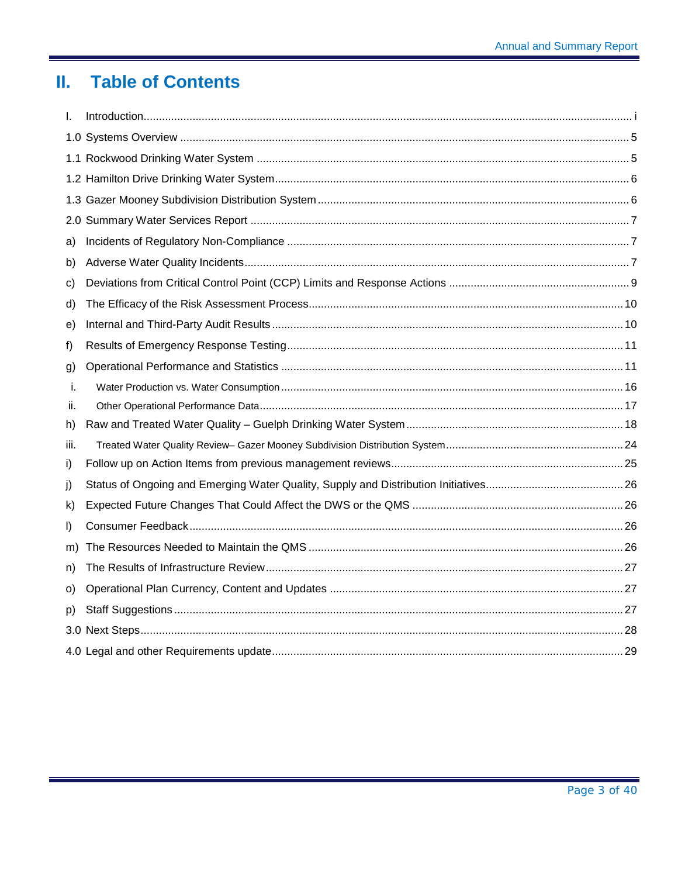# II. Table of Contents

I. Introduction ..... i

1.0 Systems Overview ..... 5

1.1 Rockwood Drinking Water System ..... 5

1.2 Hamilton Drive Drinking Water System ..... 6

1.3 Gazer Mooney Subdivision Distribution System ..... 6

2.0 Summary Water Services Report ..... 7

a) Incidents of Regulatory Non-Compliance ..... 7

b) Adverse Water Quality Incidents ..... 7

c) Deviations from Critical Control Point (CCP) Limits and Response Actions ..... 9

d) The Efficacy of the Risk Assessment Process ..... 10

e) Internal and Third-Party Audit Results ..... 10

f) Results of Emergency Response Testing ..... 11

g) Operational Performance and Statistics ..... 11

i. Water Production vs. Water Consumption ..... 16

ii. Other Operational Performance Data ..... 17

h) Raw and Treated Water Quality – Guelph Drinking Water System ..... 18

iii. Treated Water Quality Review– Gazer Mooney Subdivision Distribution System ..... 24

i) Follow up on Action Items from previous management reviews ..... 25

j) Status of Ongoing and Emerging Water Quality, Supply and Distribution Initiatives ..... 26

k) Expected Future Changes That Could Affect the DWS or the QMS ..... 26

l) Consumer Feedback ..... 26

m) The Resources Needed to Maintain the QMS ..... 26

n) The Results of Infrastructure Review ..... 27

o) Operational Plan Currency, Content and Updates ..... 27

p) Staff Suggestions ..... 27

3.0 Next Steps ..... 28

4.0 Legal and other Requirements update ..... 29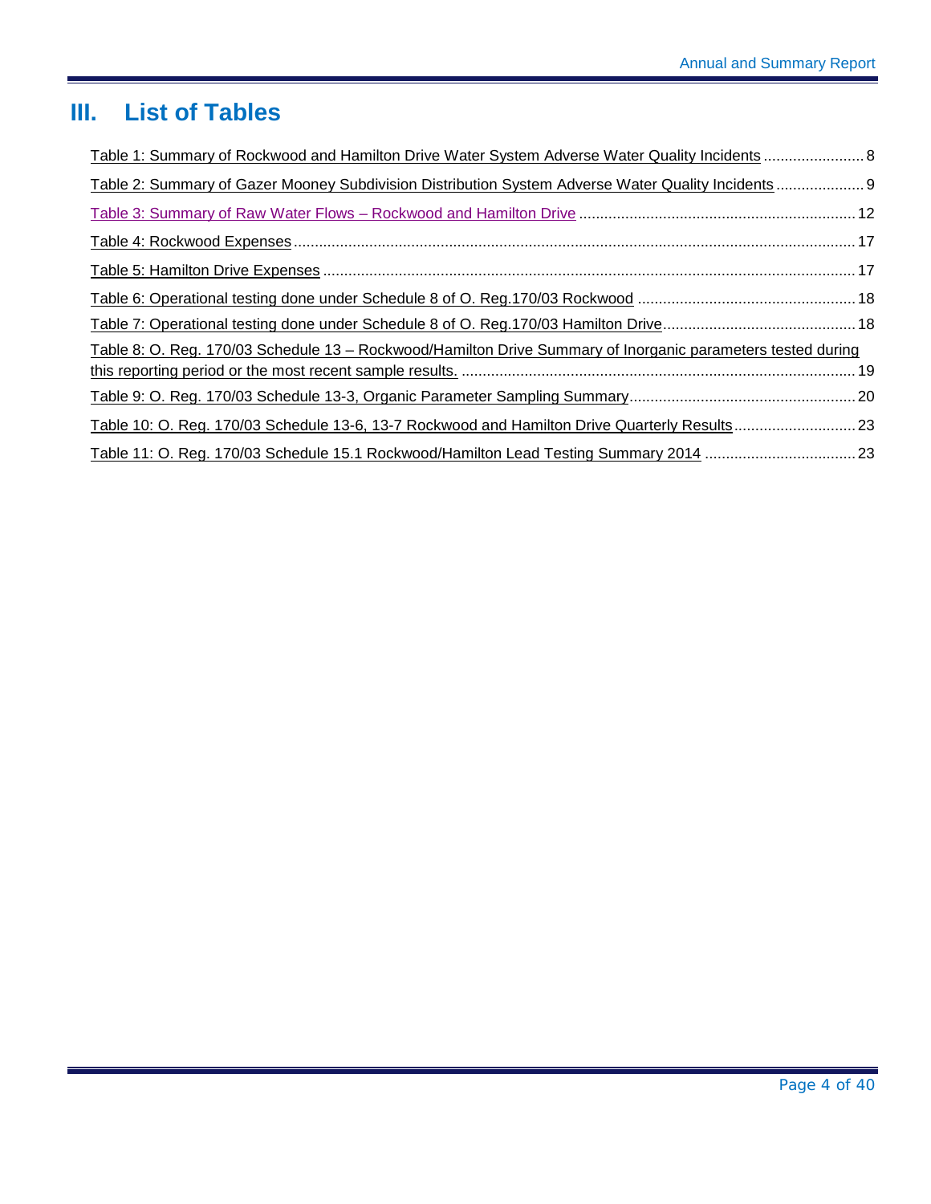# III. List of Tables

Table 1: Summary of Rockwood and Hamilton Drive Water System Adverse Water Quality Incidents ........................ 8

Table 2: Summary of Gazer Mooney Subdivision Distribution System Adverse Water Quality Incidents ..................... 9

Table 3: Summary of Raw Water Flows – Rockwood and Hamilton Drive .................................................................. 12

Table 4: Rockwood Expenses ..................................................................................................................................... 17

Table 5: Hamilton Drive Expenses .............................................................................................................................. 17

Table 6: Operational testing done under Schedule 8 of O. Reg.170/03 Rockwood .................................................... 18

Table 7: Operational testing done under Schedule 8 of O. Reg.170/03 Hamilton Drive ............................................. 18

Table 8: O. Reg. 170/03 Schedule 13 – Rockwood/Hamilton Drive Summary of Inorganic parameters tested during this reporting period or the most recent sample results. ............................................................................................. 19

Table 9: O. Reg. 170/03 Schedule 13-3, Organic Parameter Sampling Summary ...................................................... 20

Table 10: O. Reg. 170/03 Schedule 13-6, 13-7 Rockwood and Hamilton Drive Quarterly Results ............................ 23

Table 11: O. Reg. 170/03 Schedule 15.1 Rockwood/Hamilton Lead Testing Summary 2014 .................................... 23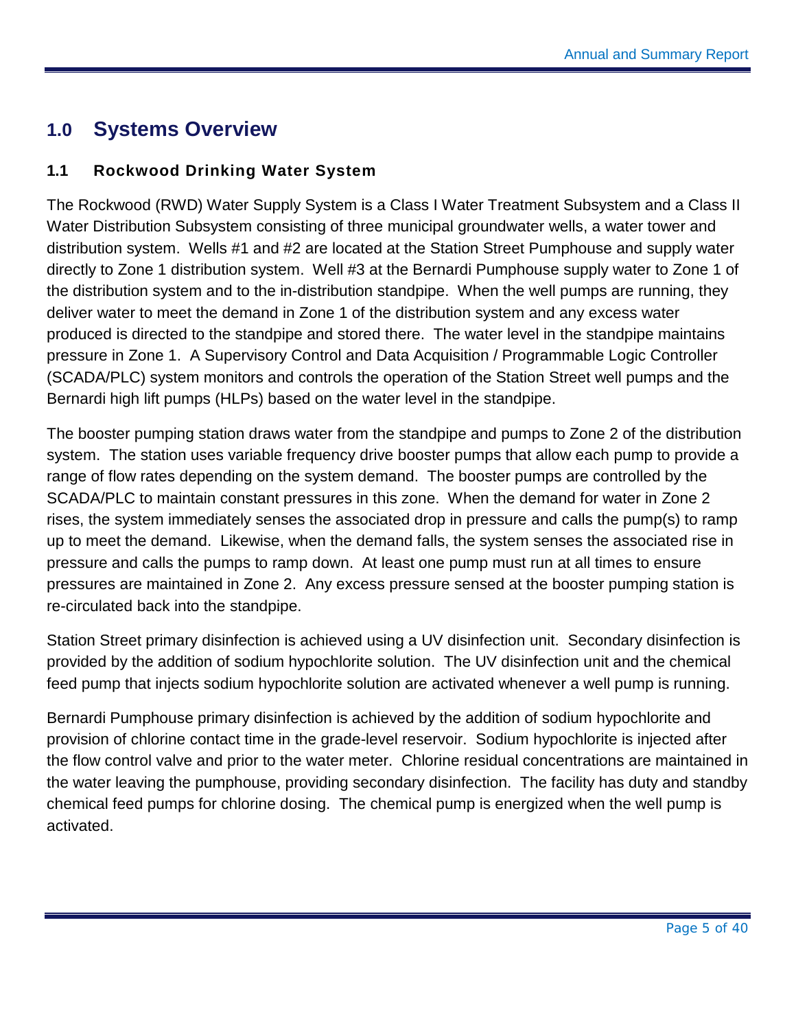# 1.0 Systems Overview

## 1.1 Rockwood Drinking Water System

The Rockwood (RWD) Water Supply System is a Class I Water Treatment Subsystem and a Class II Water Distribution Subsystem consisting of three municipal groundwater wells, a water tower and distribution system. Wells #1 and #2 are located at the Station Street Pumphouse and supply water directly to Zone 1 distribution system. Well #3 at the Bernardi Pumphouse supply water to Zone 1 of the distribution system and to the in-distribution standpipe. When the well pumps are running, they deliver water to meet the demand in Zone 1 of the distribution system and any excess water produced is directed to the standpipe and stored there. The water level in the standpipe maintains pressure in Zone 1. A Supervisory Control and Data Acquisition / Programmable Logic Controller (SCADA/PLC) system monitors and controls the operation of the Station Street well pumps and the Bernardi high lift pumps (HLPs) based on the water level in the standpipe.

The booster pumping station draws water from the standpipe and pumps to Zone 2 of the distribution system. The station uses variable frequency drive booster pumps that allow each pump to provide a range of flow rates depending on the system demand. The booster pumps are controlled by the SCADA/PLC to maintain constant pressures in this zone. When the demand for water in Zone 2 rises, the system immediately senses the associated drop in pressure and calls the pump(s) to ramp up to meet the demand. Likewise, when the demand falls, the system senses the associated rise in pressure and calls the pumps to ramp down. At least one pump must run at all times to ensure pressures are maintained in Zone 2. Any excess pressure sensed at the booster pumping station is re-circulated back into the standpipe.

Station Street primary disinfection is achieved using a UV disinfection unit. Secondary disinfection is provided by the addition of sodium hypochlorite solution. The UV disinfection unit and the chemical feed pump that injects sodium hypochlorite solution are activated whenever a well pump is running.

Bernardi Pumphouse primary disinfection is achieved by the addition of sodium hypochlorite and provision of chlorine contact time in the grade-level reservoir. Sodium hypochlorite is injected after the flow control valve and prior to the water meter. Chlorine residual concentrations are maintained in the water leaving the pumphouse, providing secondary disinfection. The facility has duty and standby chemical feed pumps for chlorine dosing. The chemical pump is energized when the well pump is activated.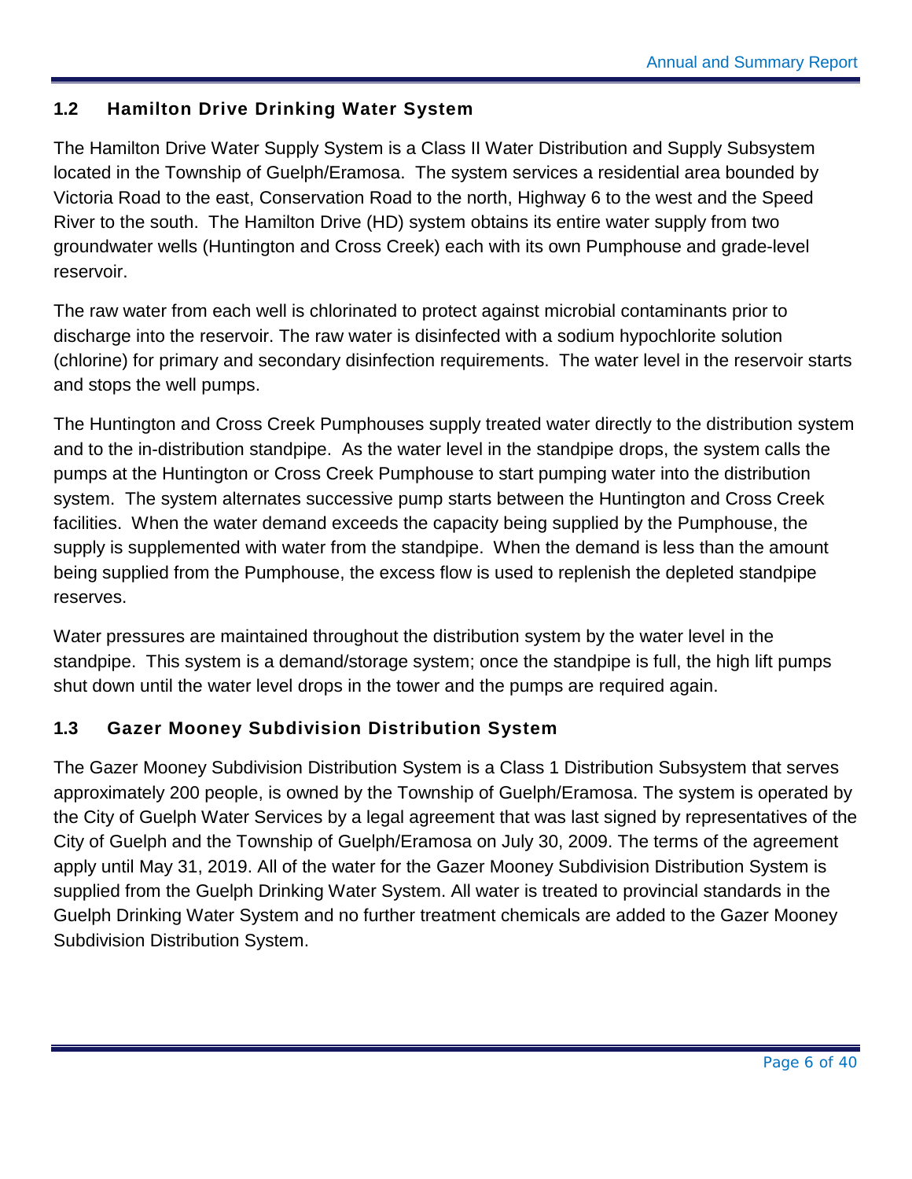## 1.2 Hamilton Drive Drinking Water System

The Hamilton Drive Water Supply System is a Class II Water Distribution and Supply Subsystem located in the Township of Guelph/Eramosa. The system services a residential area bounded by Victoria Road to the east, Conservation Road to the north, Highway 6 to the west and the Speed River to the south. The Hamilton Drive (HD) system obtains its entire water supply from two groundwater wells (Huntington and Cross Creek) each with its own Pumphouse and grade-level reservoir.

The raw water from each well is chlorinated to protect against microbial contaminants prior to discharge into the reservoir. The raw water is disinfected with a sodium hypochlorite solution (chlorine) for primary and secondary disinfection requirements. The water level in the reservoir starts and stops the well pumps.

The Huntington and Cross Creek Pumphouses supply treated water directly to the distribution system and to the in-distribution standpipe. As the water level in the standpipe drops, the system calls the pumps at the Huntington or Cross Creek Pumphouse to start pumping water into the distribution system. The system alternates successive pump starts between the Huntington and Cross Creek facilities. When the water demand exceeds the capacity being supplied by the Pumphouse, the supply is supplemented with water from the standpipe. When the demand is less than the amount being supplied from the Pumphouse, the excess flow is used to replenish the depleted standpipe reserves.

Water pressures are maintained throughout the distribution system by the water level in the standpipe. This system is a demand/storage system; once the standpipe is full, the high lift pumps shut down until the water level drops in the tower and the pumps are required again.

## 1.3 Gazer Mooney Subdivision Distribution System

The Gazer Mooney Subdivision Distribution System is a Class 1 Distribution Subsystem that serves approximately 200 people, is owned by the Township of Guelph/Eramosa. The system is operated by the City of Guelph Water Services by a legal agreement that was last signed by representatives of the City of Guelph and the Township of Guelph/Eramosa on July 30, 2009. The terms of the agreement apply until May 31, 2019. All of the water for the Gazer Mooney Subdivision Distribution System is supplied from the Guelph Drinking Water System. All water is treated to provincial standards in the Guelph Drinking Water System and no further treatment chemicals are added to the Gazer Mooney Subdivision Distribution System.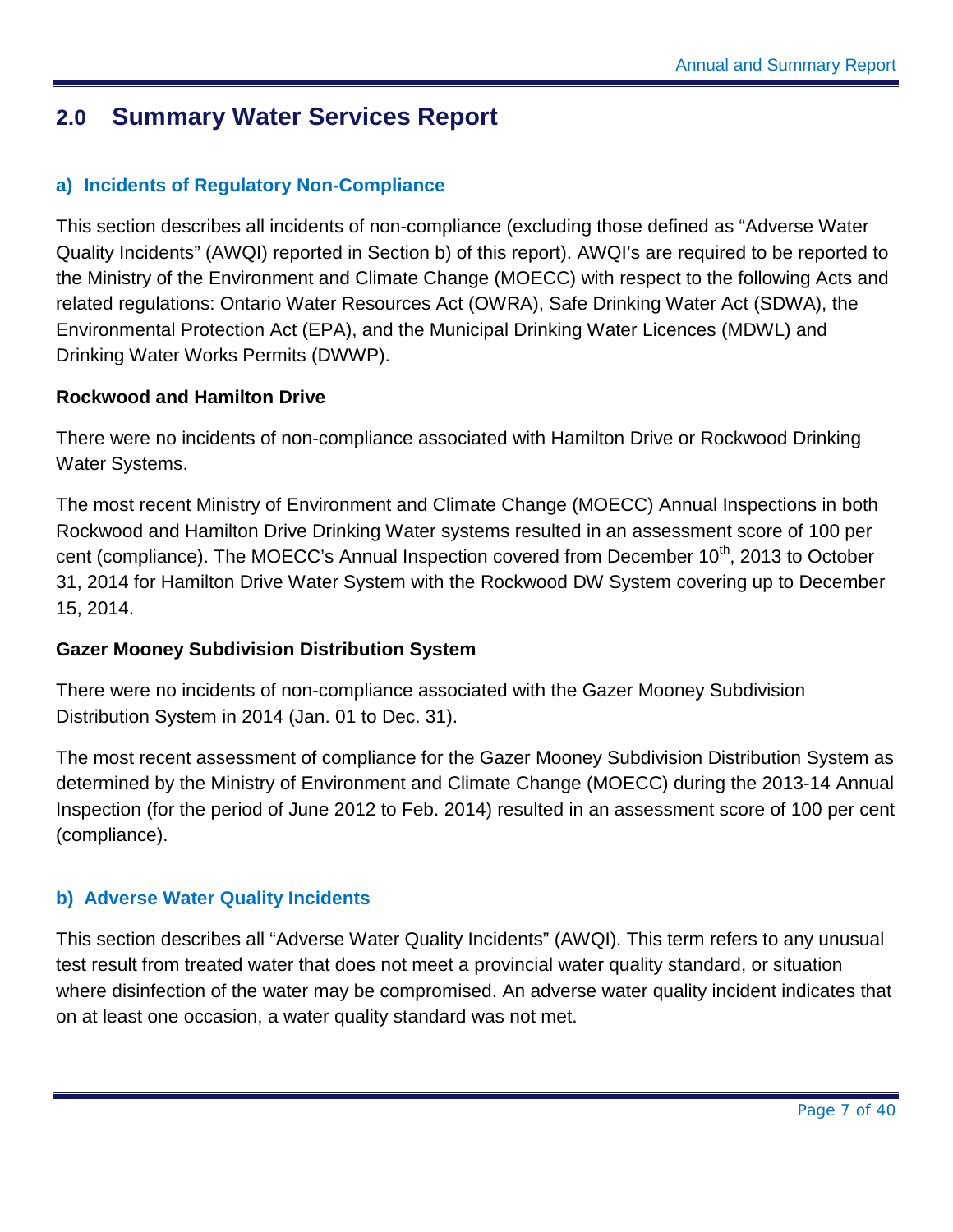## 2.0 Summary Water Services Report

### a) Incidents of Regulatory Non-Compliance

This section describes all incidents of non-compliance (excluding those defined as "Adverse Water Quality Incidents" (AWQI) reported in Section b) of this report). AWQI's are required to be reported to the Ministry of the Environment and Climate Change (MOECC) with respect to the following Acts and related regulations: Ontario Water Resources Act (OWRA), Safe Drinking Water Act (SDWA), the Environmental Protection Act (EPA), and the Municipal Drinking Water Licences (MDWL) and Drinking Water Works Permits (DWWP).

**Rockwood and Hamilton Drive**

There were no incidents of non-compliance associated with Hamilton Drive or Rockwood Drinking Water Systems.

The most recent Ministry of Environment and Climate Change (MOECC) Annual Inspections in both Rockwood and Hamilton Drive Drinking Water systems resulted in an assessment score of 100 per cent (compliance). The MOECC's Annual Inspection covered from December 10th, 2013 to October 31, 2014 for Hamilton Drive Water System with the Rockwood DW System covering up to December 15, 2014.

**Gazer Mooney Subdivision Distribution System**

There were no incidents of non-compliance associated with the Gazer Mooney Subdivision Distribution System in 2014 (Jan. 01 to Dec. 31).

The most recent assessment of compliance for the Gazer Mooney Subdivision Distribution System as determined by the Ministry of Environment and Climate Change (MOECC) during the 2013-14 Annual Inspection (for the period of June 2012 to Feb. 2014) resulted in an assessment score of 100 per cent (compliance).

### b) Adverse Water Quality Incidents

This section describes all "Adverse Water Quality Incidents" (AWQI). This term refers to any unusual test result from treated water that does not meet a provincial water quality standard, or situation where disinfection of the water may be compromised. An adverse water quality incident indicates that on at least one occasion, a water quality standard was not met.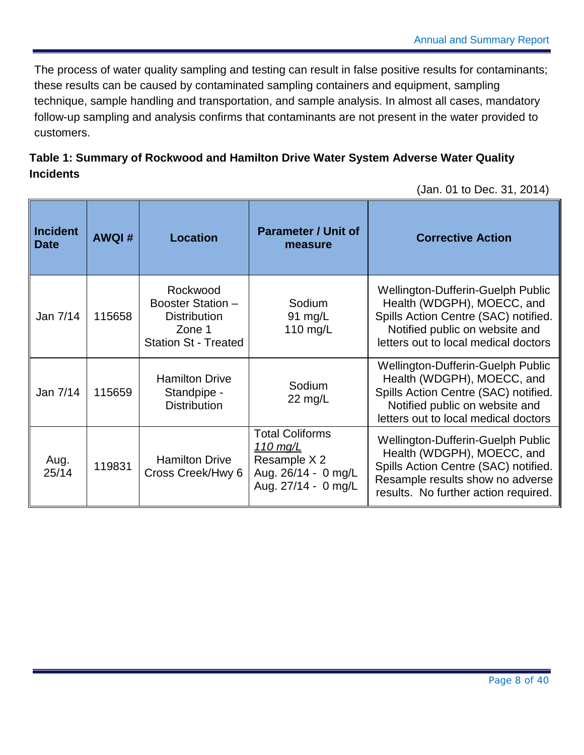The process of water quality sampling and testing can result in false positive results for contaminants; these results can be caused by contaminated sampling containers and equipment, sampling technique, sample handling and transportation, and sample analysis. In almost all cases, mandatory follow-up sampling and analysis confirms that contaminants are not present in the water provided to customers.

**Table 1: Summary of Rockwood and Hamilton Drive Water System Adverse Water Quality Incidents**

(Jan. 01 to Dec. 31, 2014)

| Incident Date | AWQI # | Location | Parameter / Unit of measure | Corrective Action |
|---|---|---|---|---|
| Jan 7/14 | 115658 | Rockwood Booster Station – Distribution Zone 1 Station St - Treated | Sodium 91 mg/L 110 mg/L | Wellington-Dufferin-Guelph Public Health (WDGPH), MOECC, and Spills Action Centre (SAC) notified. Notified public on website and letters out to local medical doctors |
| Jan 7/14 | 115659 | Hamilton Drive Standpipe - Distribution | Sodium 22 mg/L | Wellington-Dufferin-Guelph Public Health (WDGPH), MOECC, and Spills Action Centre (SAC) notified. Notified public on website and letters out to local medical doctors |
| Aug. 25/14 | 119831 | Hamilton Drive Cross Creek/Hwy 6 | Total Coliforms *110 mg/L* Resample X 2 Aug. 26/14 - 0 mg/L Aug. 27/14 - 0 mg/L | Wellington-Dufferin-Guelph Public Health (WDGPH), MOECC, and Spills Action Centre (SAC) notified. Resample results show no adverse results. No further action required. |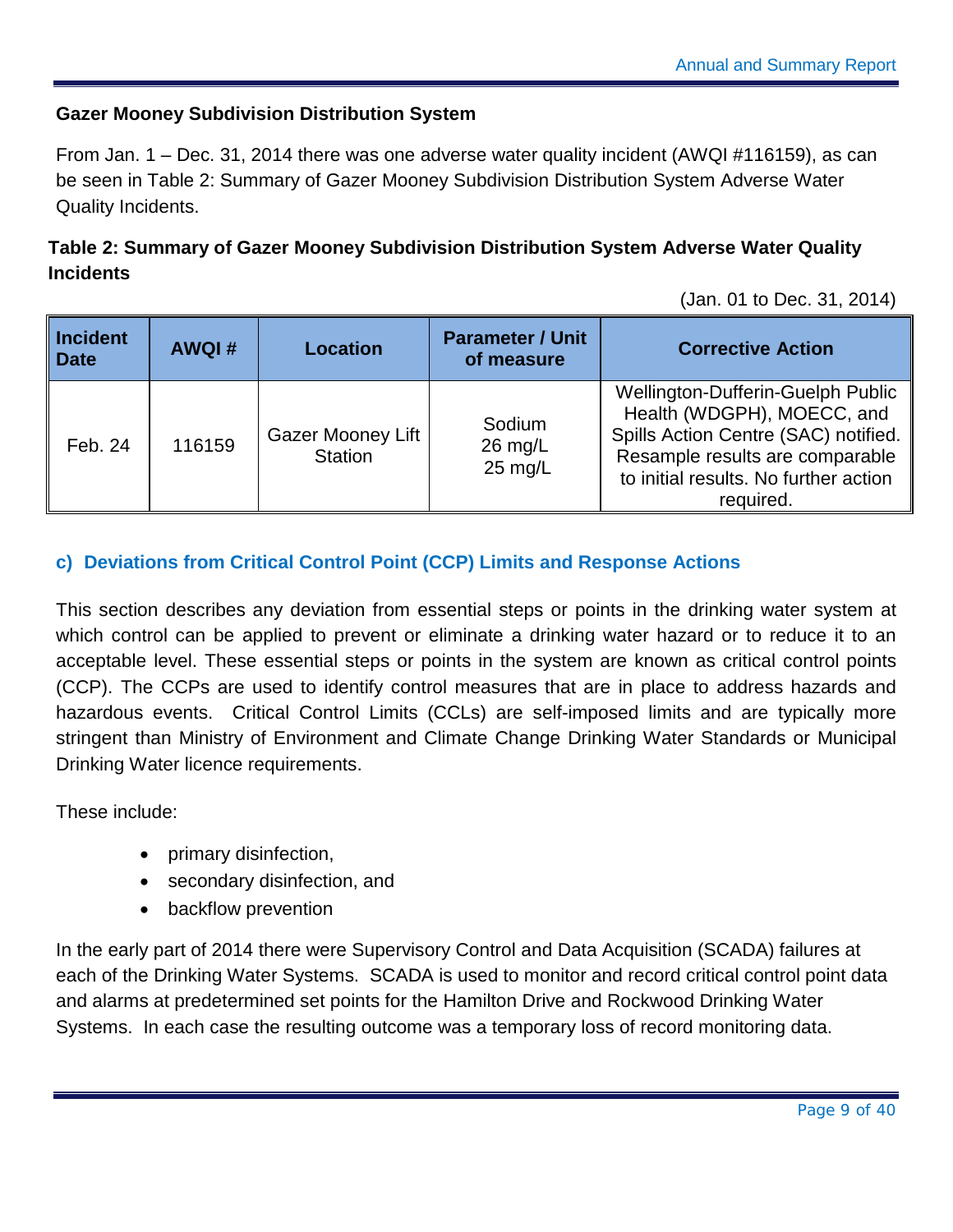**Gazer Mooney Subdivision Distribution System**

From Jan. 1 – Dec. 31, 2014 there was one adverse water quality incident (AWQI #116159), as can be seen in Table 2: Summary of Gazer Mooney Subdivision Distribution System Adverse Water Quality Incidents.

**Table 2: Summary of Gazer Mooney Subdivision Distribution System Adverse Water Quality Incidents**

(Jan. 01 to Dec. 31, 2014)

| Incident Date | AWQI # | Location | Parameter / Unit of measure | Corrective Action |
|---|---|---|---|---|
| Feb. 24 | 116159 | Gazer Mooney Lift Station | Sodium<br>26 mg/L<br>25 mg/L | Wellington-Dufferin-Guelph Public Health (WDGPH), MOECC, and Spills Action Centre (SAC) notified. Resample results are comparable to initial results. No further action required. |

### c) Deviations from Critical Control Point (CCP) Limits and Response Actions

This section describes any deviation from essential steps or points in the drinking water system at which control can be applied to prevent or eliminate a drinking water hazard or to reduce it to an acceptable level. These essential steps or points in the system are known as critical control points (CCP). The CCPs are used to identify control measures that are in place to address hazards and hazardous events. Critical Control Limits (CCLs) are self-imposed limits and are typically more stringent than Ministry of Environment and Climate Change Drinking Water Standards or Municipal Drinking Water licence requirements.

These include:

- primary disinfection,
- secondary disinfection, and
- backflow prevention

In the early part of 2014 there were Supervisory Control and Data Acquisition (SCADA) failures at each of the Drinking Water Systems. SCADA is used to monitor and record critical control point data and alarms at predetermined set points for the Hamilton Drive and Rockwood Drinking Water Systems. In each case the resulting outcome was a temporary loss of record monitoring data.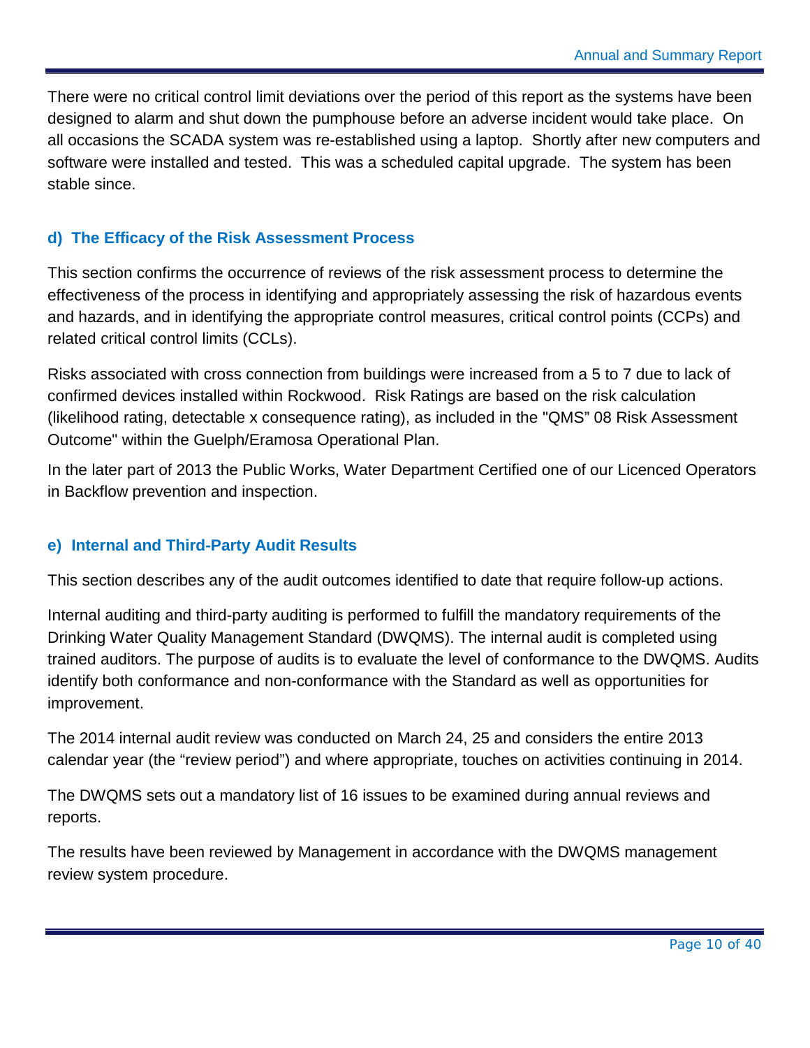There were no critical control limit deviations over the period of this report as the systems have been designed to alarm and shut down the pumphouse before an adverse incident would take place. On all occasions the SCADA system was re-established using a laptop. Shortly after new computers and software were installed and tested. This was a scheduled capital upgrade. The system has been stable since.

### d) The Efficacy of the Risk Assessment Process

This section confirms the occurrence of reviews of the risk assessment process to determine the effectiveness of the process in identifying and appropriately assessing the risk of hazardous events and hazards, and in identifying the appropriate control measures, critical control points (CCPs) and related critical control limits (CCLs).

Risks associated with cross connection from buildings were increased from a 5 to 7 due to lack of confirmed devices installed within Rockwood. Risk Ratings are based on the risk calculation (likelihood rating, detectable x consequence rating), as included in the "QMS" 08 Risk Assessment Outcome" within the Guelph/Eramosa Operational Plan.

In the later part of 2013 the Public Works, Water Department Certified one of our Licenced Operators in Backflow prevention and inspection.

### e) Internal and Third-Party Audit Results

This section describes any of the audit outcomes identified to date that require follow-up actions.

Internal auditing and third-party auditing is performed to fulfill the mandatory requirements of the Drinking Water Quality Management Standard (DWQMS). The internal audit is completed using trained auditors. The purpose of audits is to evaluate the level of conformance to the DWQMS. Audits identify both conformance and non-conformance with the Standard as well as opportunities for improvement.

The 2014 internal audit review was conducted on March 24, 25 and considers the entire 2013 calendar year (the "review period") and where appropriate, touches on activities continuing in 2014.

The DWQMS sets out a mandatory list of 16 issues to be examined during annual reviews and reports.

The results have been reviewed by Management in accordance with the DWQMS management review system procedure.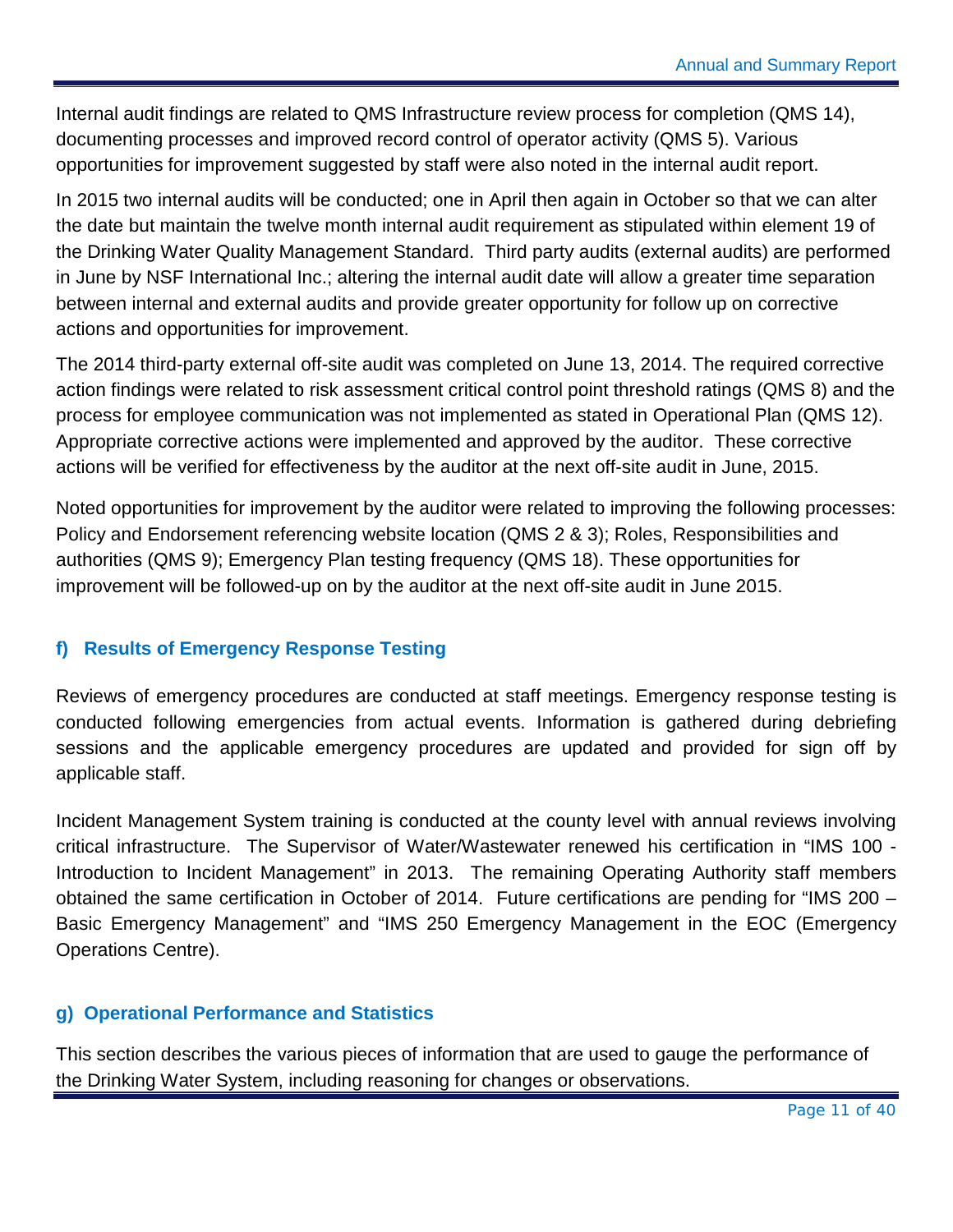Internal audit findings are related to QMS Infrastructure review process for completion (QMS 14), documenting processes and improved record control of operator activity (QMS 5). Various opportunities for improvement suggested by staff were also noted in the internal audit report.

In 2015 two internal audits will be conducted; one in April then again in October so that we can alter the date but maintain the twelve month internal audit requirement as stipulated within element 19 of the Drinking Water Quality Management Standard. Third party audits (external audits) are performed in June by NSF International Inc.; altering the internal audit date will allow a greater time separation between internal and external audits and provide greater opportunity for follow up on corrective actions and opportunities for improvement.

The 2014 third-party external off-site audit was completed on June 13, 2014. The required corrective action findings were related to risk assessment critical control point threshold ratings (QMS 8) and the process for employee communication was not implemented as stated in Operational Plan (QMS 12). Appropriate corrective actions were implemented and approved by the auditor. These corrective actions will be verified for effectiveness by the auditor at the next off-site audit in June, 2015.

Noted opportunities for improvement by the auditor were related to improving the following processes: Policy and Endorsement referencing website location (QMS 2 & 3); Roles, Responsibilities and authorities (QMS 9); Emergency Plan testing frequency (QMS 18). These opportunities for improvement will be followed-up on by the auditor at the next off-site audit in June 2015.

### f) Results of Emergency Response Testing

Reviews of emergency procedures are conducted at staff meetings. Emergency response testing is conducted following emergencies from actual events. Information is gathered during debriefing sessions and the applicable emergency procedures are updated and provided for sign off by applicable staff.

Incident Management System training is conducted at the county level with annual reviews involving critical infrastructure. The Supervisor of Water/Wastewater renewed his certification in "IMS 100 - Introduction to Incident Management" in 2013. The remaining Operating Authority staff members obtained the same certification in October of 2014. Future certifications are pending for "IMS 200 – Basic Emergency Management" and "IMS 250 Emergency Management in the EOC (Emergency Operations Centre).

### g) Operational Performance and Statistics

This section describes the various pieces of information that are used to gauge the performance of the Drinking Water System, including reasoning for changes or observations.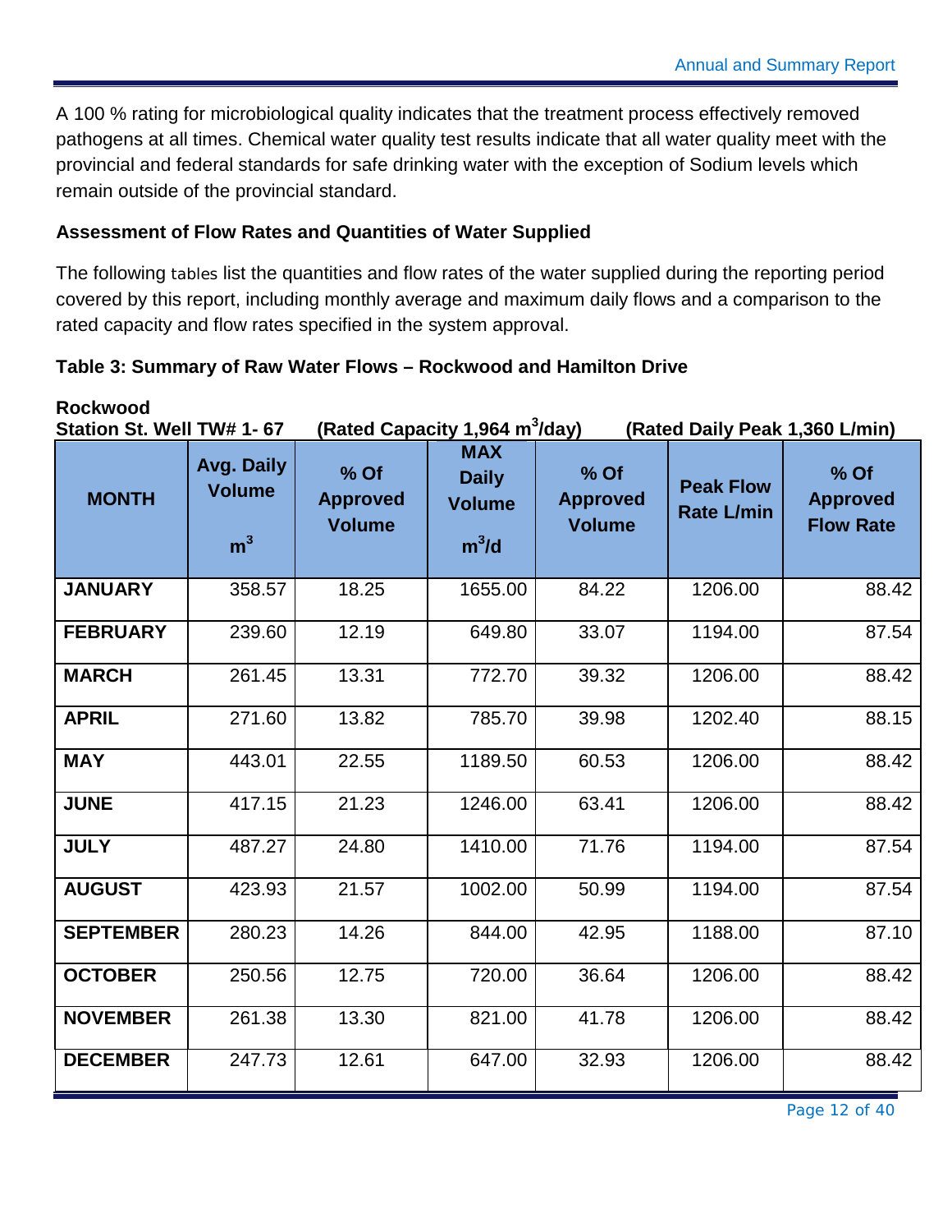A 100 % rating for microbiological quality indicates that the treatment process effectively removed pathogens at all times. Chemical water quality test results indicate that all water quality meet with the provincial and federal standards for safe drinking water with the exception of Sodium levels which remain outside of the provincial standard.

**Assessment of Flow Rates and Quantities of Water Supplied**

The following tables list the quantities and flow rates of the water supplied during the reporting period covered by this report, including monthly average and maximum daily flows and a comparison to the rated capacity and flow rates specified in the system approval.

**Table 3: Summary of Raw Water Flows – Rockwood and Hamilton Drive**

**Rockwood**
**Station St. Well TW# 1- 67 (Rated Capacity 1,964 $m^3$/day) (Rated Daily Peak 1,360 L/min)**

| MONTH | Avg. Daily Volume $m^3$ | % Of Approved Volume | MAX Daily Volume $m^3$/d | % Of Approved Volume | Peak Flow Rate L/min | % Of Approved Flow Rate |
|---|---|---|---|---|---|---|
| JANUARY | 358.57 | 18.25 | 1655.00 | 84.22 | 1206.00 | 88.42 |
| FEBRUARY | 239.60 | 12.19 | 649.80 | 33.07 | 1194.00 | 87.54 |
| MARCH | 261.45 | 13.31 | 772.70 | 39.32 | 1206.00 | 88.42 |
| APRIL | 271.60 | 13.82 | 785.70 | 39.98 | 1202.40 | 88.15 |
| MAY | 443.01 | 22.55 | 1189.50 | 60.53 | 1206.00 | 88.42 |
| JUNE | 417.15 | 21.23 | 1246.00 | 63.41 | 1206.00 | 88.42 |
| JULY | 487.27 | 24.80 | 1410.00 | 71.76 | 1194.00 | 87.54 |
| AUGUST | 423.93 | 21.57 | 1002.00 | 50.99 | 1194.00 | 87.54 |
| SEPTEMBER | 280.23 | 14.26 | 844.00 | 42.95 | 1188.00 | 87.10 |
| OCTOBER | 250.56 | 12.75 | 720.00 | 36.64 | 1206.00 | 88.42 |
| NOVEMBER | 261.38 | 13.30 | 821.00 | 41.78 | 1206.00 | 88.42 |
| DECEMBER | 247.73 | 12.61 | 647.00 | 32.93 | 1206.00 | 88.42 |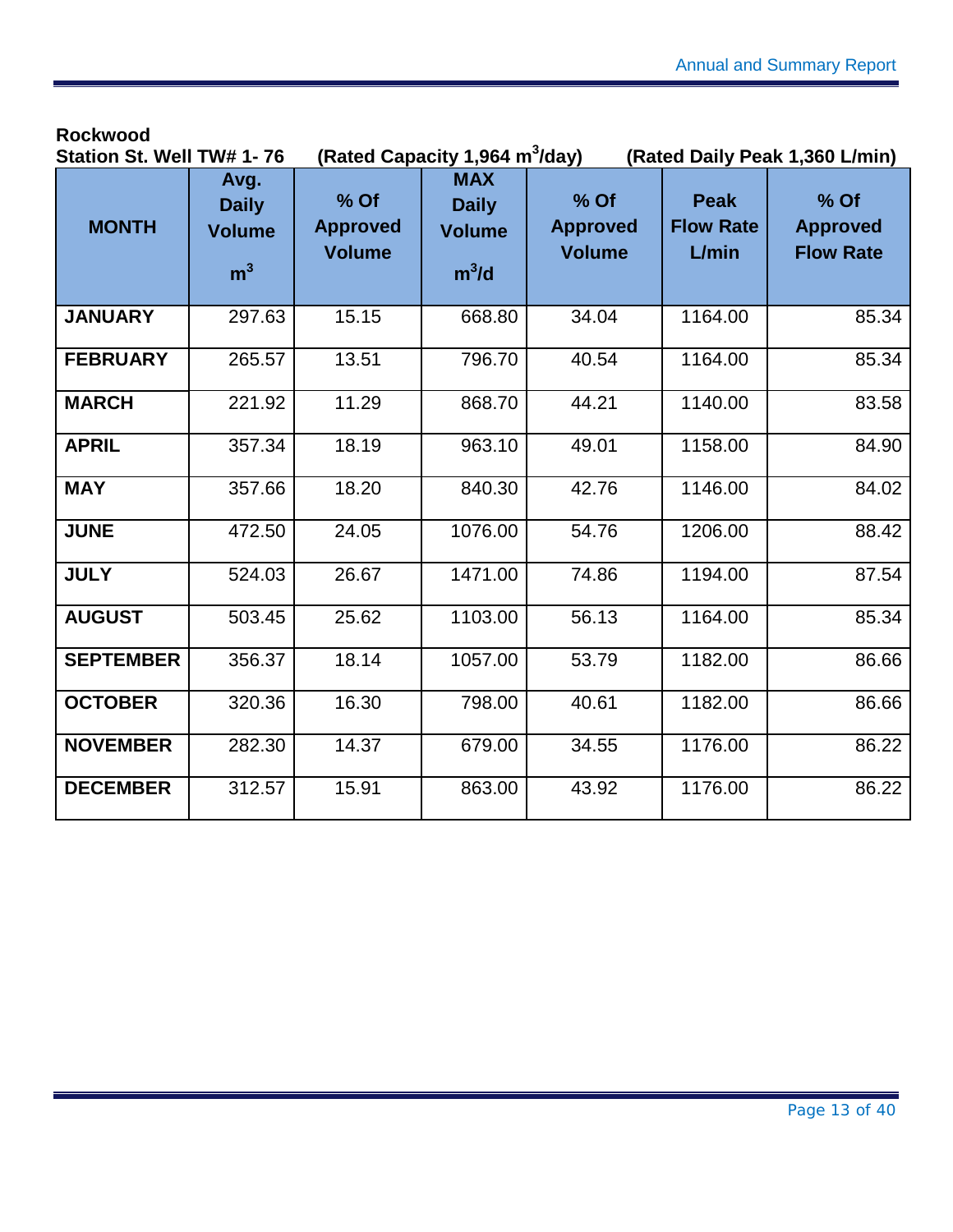**Rockwood**

**Station St. Well TW# 1- 76 (Rated Capacity 1,964 $m^3$/day) (Rated Daily Peak 1,360 L/min)**

| MONTH | Avg. Daily Volume $m^3$ | % Of Approved Volume | MAX Daily Volume $m^3$/d | % Of Approved Volume | Peak Flow Rate L/min | % Of Approved Flow Rate |
|---|---|---|---|---|---|---|
| **JANUARY** | 297.63 | 15.15 | 668.80 | 34.04 | 1164.00 | 85.34 |
| **FEBRUARY** | 265.57 | 13.51 | 796.70 | 40.54 | 1164.00 | 85.34 |
| **MARCH** | 221.92 | 11.29 | 868.70 | 44.21 | 1140.00 | 83.58 |
| **APRIL** | 357.34 | 18.19 | 963.10 | 49.01 | 1158.00 | 84.90 |
| **MAY** | 357.66 | 18.20 | 840.30 | 42.76 | 1146.00 | 84.02 |
| **JUNE** | 472.50 | 24.05 | 1076.00 | 54.76 | 1206.00 | 88.42 |
| **JULY** | 524.03 | 26.67 | 1471.00 | 74.86 | 1194.00 | 87.54 |
| **AUGUST** | 503.45 | 25.62 | 1103.00 | 56.13 | 1164.00 | 85.34 |
| **SEPTEMBER** | 356.37 | 18.14 | 1057.00 | 53.79 | 1182.00 | 86.66 |
| **OCTOBER** | 320.36 | 16.30 | 798.00 | 40.61 | 1182.00 | 86.66 |
| **NOVEMBER** | 282.30 | 14.37 | 679.00 | 34.55 | 1176.00 | 86.22 |
| **DECEMBER** | 312.57 | 15.91 | 863.00 | 43.92 | 1176.00 | 86.22 |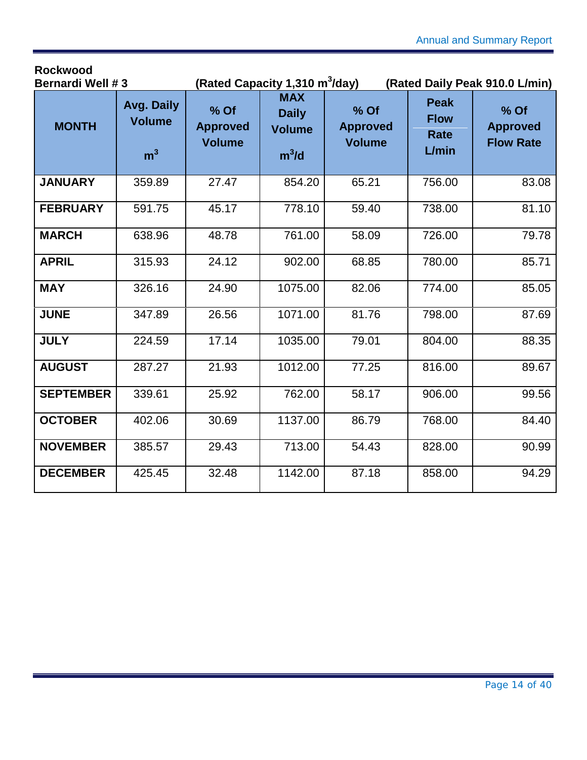**Rockwood**

**Bernardi Well # 3** **(Rated Capacity 1,310 $m^3$/day)** **(Rated Daily Peak 910.0 L/min)**

| MONTH | Avg. Daily Volume $m^3$ | % Of Approved Volume | MAX Daily Volume $m^3$/d | % Of Approved Volume | Peak Flow Rate L/min | % Of Approved Flow Rate |
|---|---|---|---|---|---|---|
| **JANUARY** | 359.89 | 27.47 | 854.20 | 65.21 | 756.00 | 83.08 |
| **FEBRUARY** | 591.75 | 45.17 | 778.10 | 59.40 | 738.00 | 81.10 |
| **MARCH** | 638.96 | 48.78 | 761.00 | 58.09 | 726.00 | 79.78 |
| **APRIL** | 315.93 | 24.12 | 902.00 | 68.85 | 780.00 | 85.71 |
| **MAY** | 326.16 | 24.90 | 1075.00 | 82.06 | 774.00 | 85.05 |
| **JUNE** | 347.89 | 26.56 | 1071.00 | 81.76 | 798.00 | 87.69 |
| **JULY** | 224.59 | 17.14 | 1035.00 | 79.01 | 804.00 | 88.35 |
| **AUGUST** | 287.27 | 21.93 | 1012.00 | 77.25 | 816.00 | 89.67 |
| **SEPTEMBER** | 339.61 | 25.92 | 762.00 | 58.17 | 906.00 | 99.56 |
| **OCTOBER** | 402.06 | 30.69 | 1137.00 | 86.79 | 768.00 | 84.40 |
| **NOVEMBER** | 385.57 | 29.43 | 713.00 | 54.43 | 828.00 | 90.99 |
| **DECEMBER** | 425.45 | 32.48 | 1142.00 | 87.18 | 858.00 | 94.29 |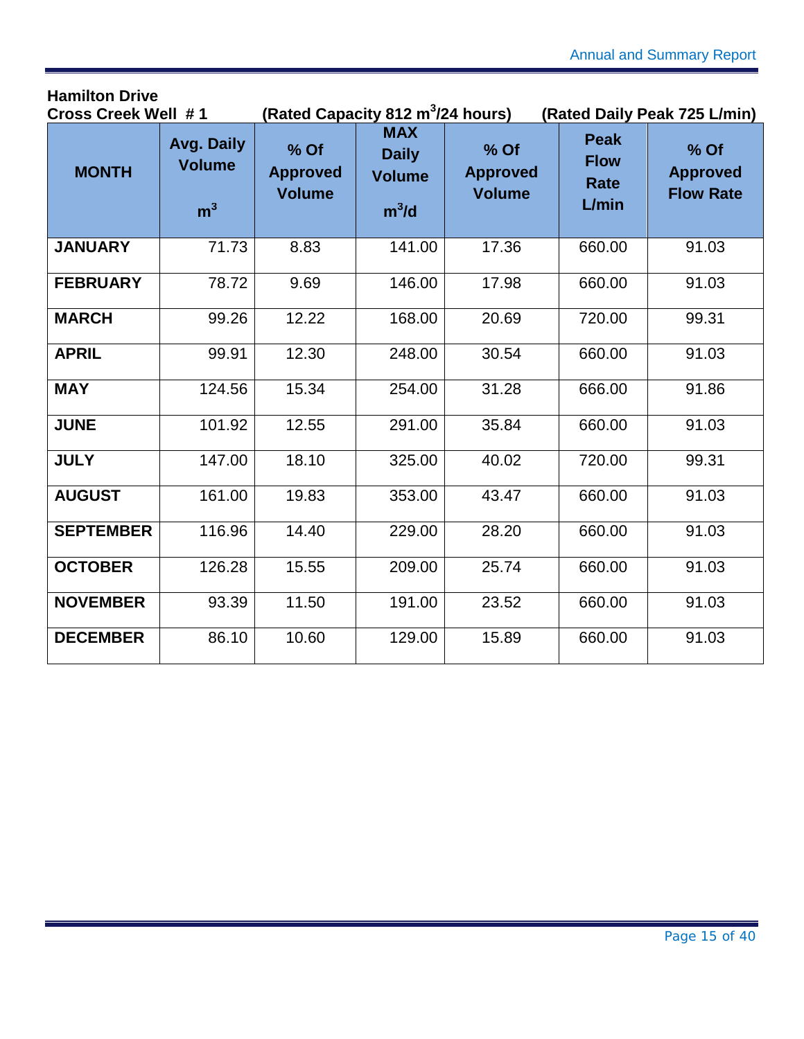**Hamilton Drive**

**Cross Creek Well # 1** **(Rated Capacity 812 $m^3$/24 hours)** **(Rated Daily Peak 725 L/min)**

| MONTH | Avg. Daily Volume $m^3$ | % Of Approved Volume | MAX Daily Volume $m^3$/d | % Of Approved Volume | Peak Flow Rate L/min | % Of Approved Flow Rate |
|---|---|---|---|---|---|---|
| **JANUARY** | 71.73 | 8.83 | 141.00 | 17.36 | 660.00 | 91.03 |
| **FEBRUARY** | 78.72 | 9.69 | 146.00 | 17.98 | 660.00 | 91.03 |
| **MARCH** | 99.26 | 12.22 | 168.00 | 20.69 | 720.00 | 99.31 |
| **APRIL** | 99.91 | 12.30 | 248.00 | 30.54 | 660.00 | 91.03 |
| **MAY** | 124.56 | 15.34 | 254.00 | 31.28 | 666.00 | 91.86 |
| **JUNE** | 101.92 | 12.55 | 291.00 | 35.84 | 660.00 | 91.03 |
| **JULY** | 147.00 | 18.10 | 325.00 | 40.02 | 720.00 | 99.31 |
| **AUGUST** | 161.00 | 19.83 | 353.00 | 43.47 | 660.00 | 91.03 |
| **SEPTEMBER** | 116.96 | 14.40 | 229.00 | 28.20 | 660.00 | 91.03 |
| **OCTOBER** | 126.28 | 15.55 | 209.00 | 25.74 | 660.00 | 91.03 |
| **NOVEMBER** | 93.39 | 11.50 | 191.00 | 23.52 | 660.00 | 91.03 |
| **DECEMBER** | 86.10 | 10.60 | 129.00 | 15.89 | 660.00 | 91.03 |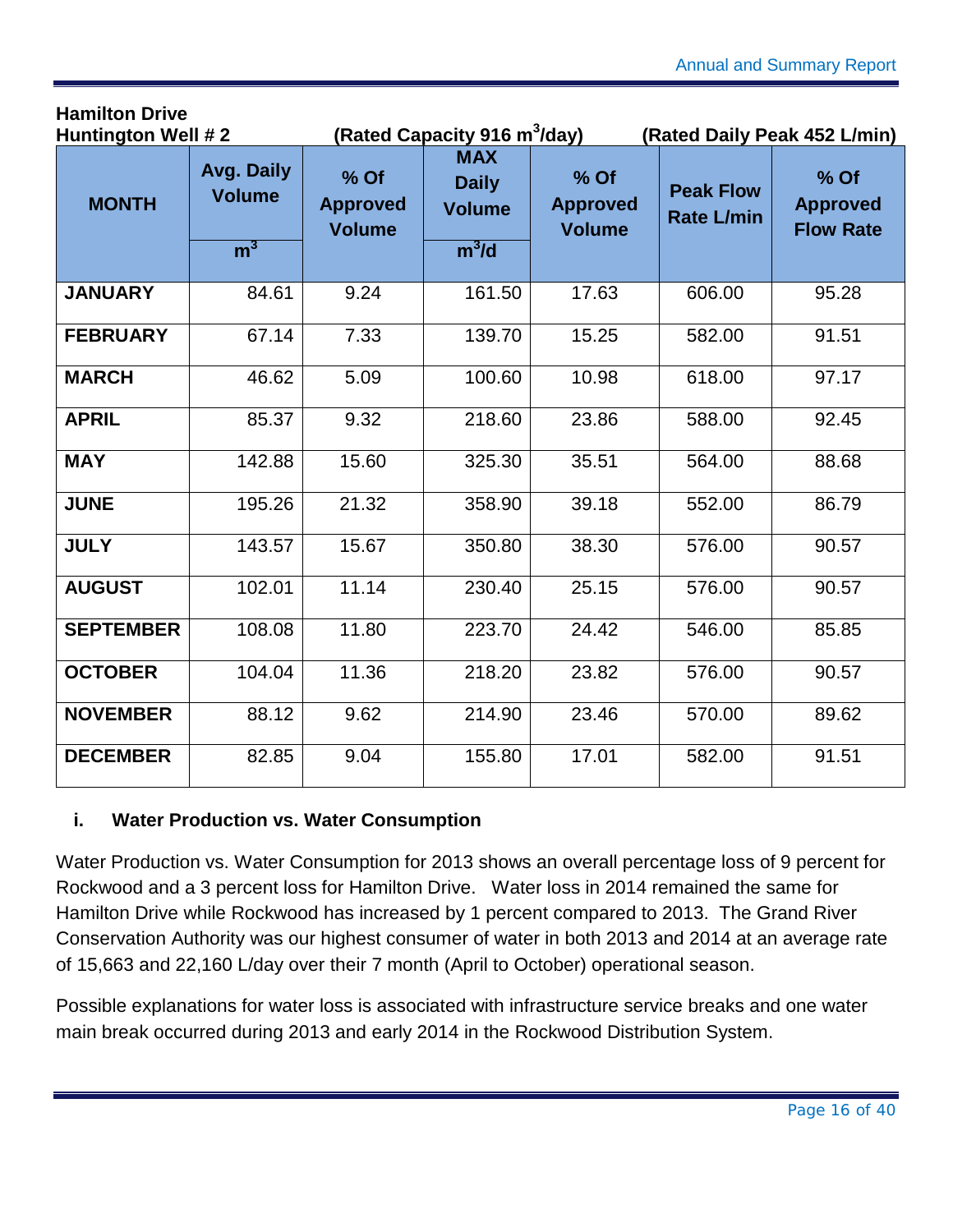**Hamilton Drive**

**Huntington Well # 2** **(Rated Capacity 916 $m^3$/day)** **(Rated Daily Peak 452 L/min)**

| MONTH | Avg. Daily Volume $m^3$ | % Of Approved Volume | MAX Daily Volume $m^3$/d | % Of Approved Volume | Peak Flow Rate L/min | % Of Approved Flow Rate |
|---|---|---|---|---|---|---|
| **JANUARY** | 84.61 | 9.24 | 161.50 | 17.63 | 606.00 | 95.28 |
| **FEBRUARY** | 67.14 | 7.33 | 139.70 | 15.25 | 582.00 | 91.51 |
| **MARCH** | 46.62 | 5.09 | 100.60 | 10.98 | 618.00 | 97.17 |
| **APRIL** | 85.37 | 9.32 | 218.60 | 23.86 | 588.00 | 92.45 |
| **MAY** | 142.88 | 15.60 | 325.30 | 35.51 | 564.00 | 88.68 |
| **JUNE** | 195.26 | 21.32 | 358.90 | 39.18 | 552.00 | 86.79 |
| **JULY** | 143.57 | 15.67 | 350.80 | 38.30 | 576.00 | 90.57 |
| **AUGUST** | 102.01 | 11.14 | 230.40 | 25.15 | 576.00 | 90.57 |
| **SEPTEMBER** | 108.08 | 11.80 | 223.70 | 24.42 | 546.00 | 85.85 |
| **OCTOBER** | 104.04 | 11.36 | 218.20 | 23.82 | 576.00 | 90.57 |
| **NOVEMBER** | 88.12 | 9.62 | 214.90 | 23.46 | 570.00 | 89.62 |
| **DECEMBER** | 82.85 | 9.04 | 155.80 | 17.01 | 582.00 | 91.51 |

### i. Water Production vs. Water Consumption

Water Production vs. Water Consumption for 2013 shows an overall percentage loss of 9 percent for Rockwood and a 3 percent loss for Hamilton Drive. Water loss in 2014 remained the same for Hamilton Drive while Rockwood has increased by 1 percent compared to 2013. The Grand River Conservation Authority was our highest consumer of water in both 2013 and 2014 at an average rate of 15,663 and 22,160 L/day over their 7 month (April to October) operational season.

Possible explanations for water loss is associated with infrastructure service breaks and one water main break occurred during 2013 and early 2014 in the Rockwood Distribution System.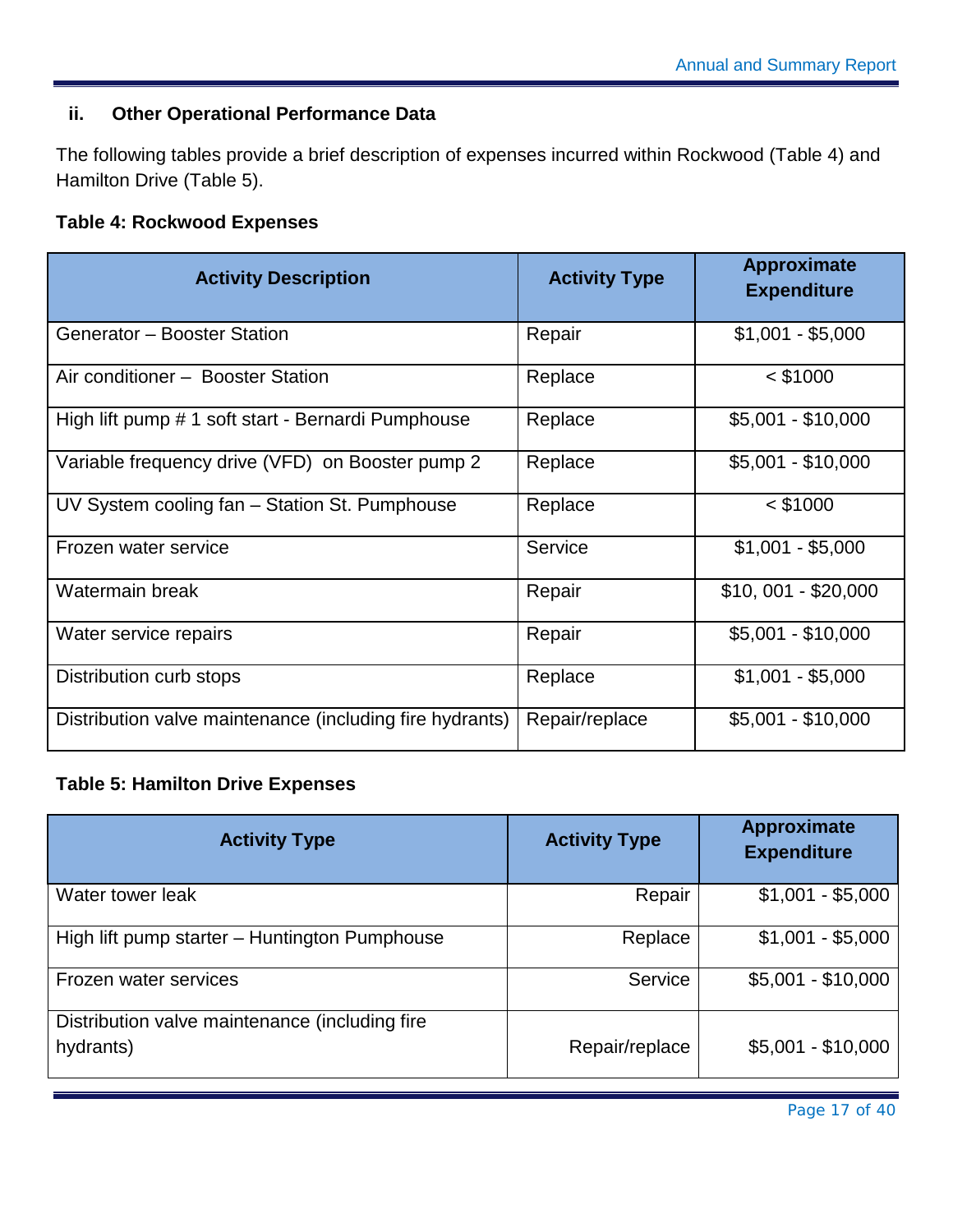### ii. Other Operational Performance Data

The following tables provide a brief description of expenses incurred within Rockwood (Table 4) and Hamilton Drive (Table 5).

**Table 4: Rockwood Expenses**

| Activity Description | Activity Type | Approximate Expenditure |
|---|---|---|
| Generator – Booster Station | Repair | $1,001 - $5,000 |
| Air conditioner – Booster Station | Replace | < $1000 |
| High lift pump # 1 soft start - Bernardi Pumphouse | Replace | $5,001 - $10,000 |
| Variable frequency drive (VFD) on Booster pump 2 | Replace | $5,001 - $10,000 |
| UV System cooling fan – Station St. Pumphouse | Replace | < $1000 |
| Frozen water service | Service | $1,001 - $5,000 |
| Watermain break | Repair | $10, 001 - $20,000 |
| Water service repairs | Repair | $5,001 - $10,000 |
| Distribution curb stops | Replace | $1,001 - $5,000 |
| Distribution valve maintenance (including fire hydrants) | Repair/replace | $5,001 - $10,000 |

**Table 5: Hamilton Drive Expenses**

| Activity Type | Activity Type | Approximate Expenditure |
|---|---|---|
| Water tower leak | Repair | $1,001 - $5,000 |
| High lift pump starter – Huntington Pumphouse | Replace | $1,001 - $5,000 |
| Frozen water services | Service | $5,001 - $10,000 |
| Distribution valve maintenance (including fire hydrants) | Repair/replace | $5,001 - $10,000 |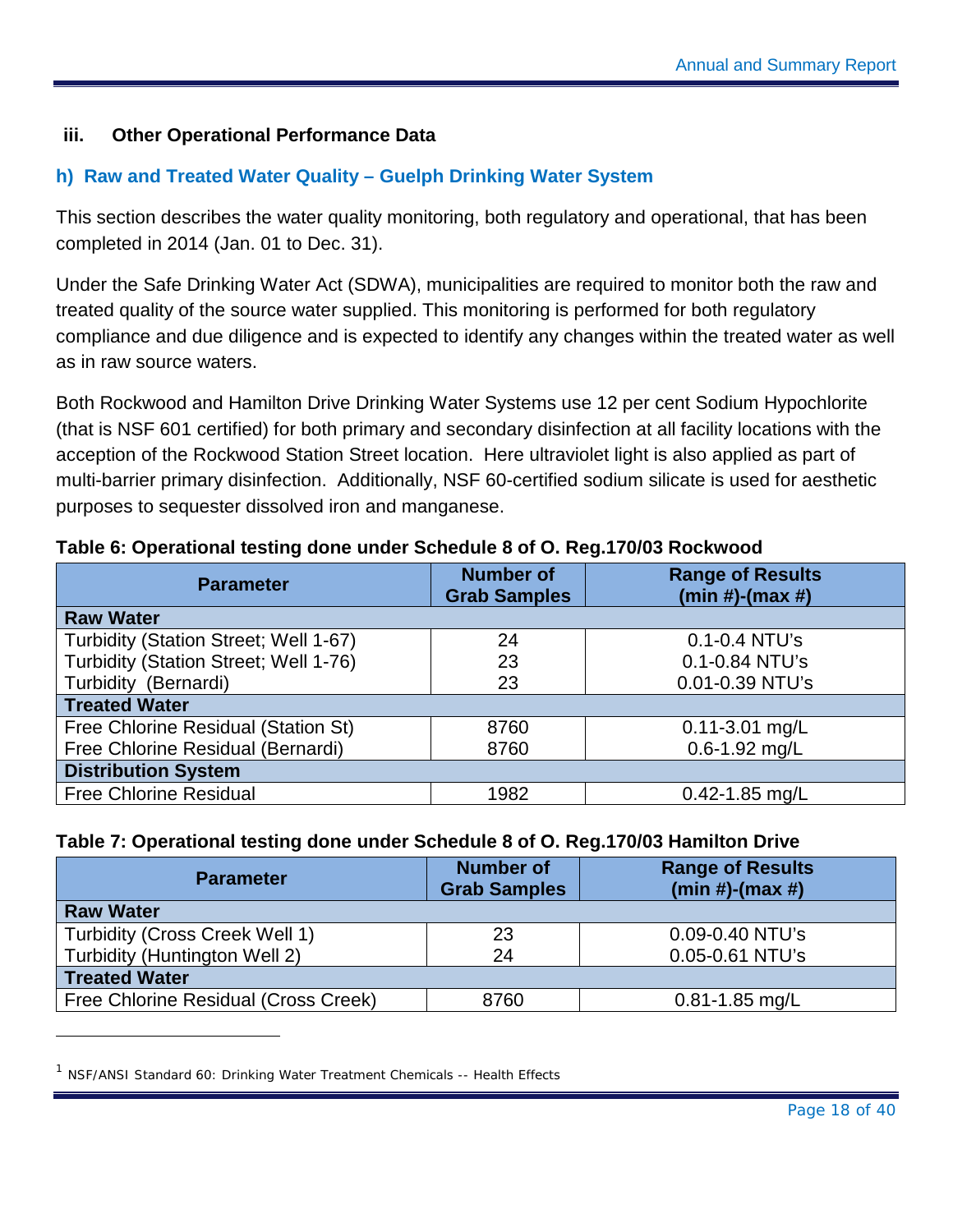### iii. Other Operational Performance Data

#### h) Raw and Treated Water Quality – Guelph Drinking Water System

This section describes the water quality monitoring, both regulatory and operational, that has been completed in 2014 (Jan. 01 to Dec. 31).

Under the Safe Drinking Water Act (SDWA), municipalities are required to monitor both the raw and treated quality of the source water supplied. This monitoring is performed for both regulatory compliance and due diligence and is expected to identify any changes within the treated water as well as in raw source waters.

Both Rockwood and Hamilton Drive Drinking Water Systems use 12 per cent Sodium Hypochlorite (that is NSF 601 certified) for both primary and secondary disinfection at all facility locations with the acception of the Rockwood Station Street location. Here ultraviolet light is also applied as part of multi-barrier primary disinfection. Additionally, NSF 60-certified sodium silicate is used for aesthetic purposes to sequester dissolved iron and manganese.

**Table 6: Operational testing done under Schedule 8 of O. Reg.170/03 Rockwood**

| Parameter | Number of Grab Samples | Range of Results (min #)-(max #) |
|---|---|---|
| **Raw Water** | | |
| Turbidity (Station Street; Well 1-67) | 24 | 0.1-0.4 NTU's |
| Turbidity (Station Street; Well 1-76) | 23 | 0.1-0.84 NTU's |
| Turbidity (Bernardi) | 23 | 0.01-0.39 NTU's |
| **Treated Water** | | |
| Free Chlorine Residual (Station St) | 8760 | 0.11-3.01 mg/L |
| Free Chlorine Residual (Bernardi) | 8760 | 0.6-1.92 mg/L |
| **Distribution System** | | |
| Free Chlorine Residual | 1982 | 0.42-1.85 mg/L |

**Table 7: Operational testing done under Schedule 8 of O. Reg.170/03 Hamilton Drive**

| Parameter | Number of Grab Samples | Range of Results (min #)-(max #) |
|---|---|---|
| **Raw Water** | | |
| Turbidity (Cross Creek Well 1) | 23 | 0.09-0.40 NTU's |
| Turbidity (Huntington Well 2) | 24 | 0.05-0.61 NTU's |
| **Treated Water** | | |
| Free Chlorine Residual (Cross Creek) | 8760 | 0.81-1.85 mg/L |

---

[1] NSF/ANSI Standard 60: Drinking Water Treatment Chemicals -- Health Effects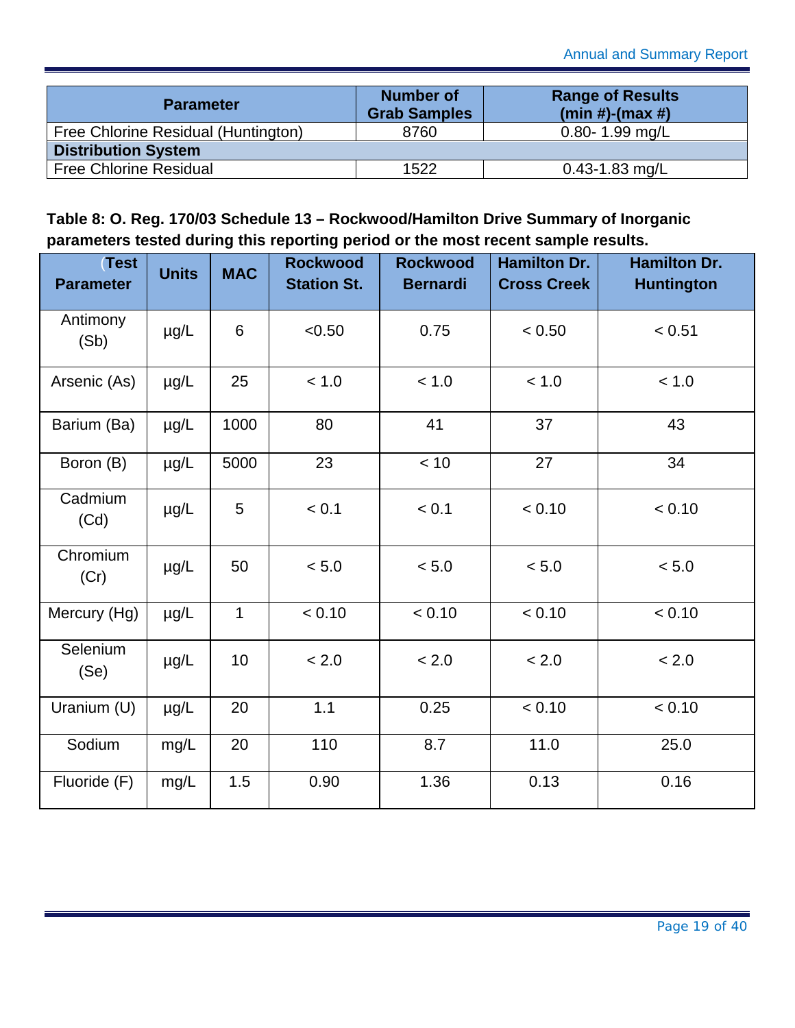| Parameter | Number of Grab Samples | Range of Results (min #)-(max #) |
|---|---|---|
| Free Chlorine Residual (Huntington) | 8760 | 0.80- 1.99 mg/L |
| **Distribution System** | | |
| Free Chlorine Residual | 1522 | 0.43-1.83 mg/L |

**Table 8: O. Reg. 170/03 Schedule 13 – Rockwood/Hamilton Drive Summary of Inorganic parameters tested during this reporting period or the most recent sample results.**

| (Test Parameter | Units | MAC | Rockwood Station St. | Rockwood Bernardi | Hamilton Dr. Cross Creek | Hamilton Dr. Huntington |
|---|---|---|---|---|---|---|
| Antimony (Sb) | µg/L | 6 | <0.50 | 0.75 | < 0.50 | < 0.51 |
| Arsenic (As) | µg/L | 25 | < 1.0 | < 1.0 | < 1.0 | < 1.0 |
| Barium (Ba) | µg/L | 1000 | 80 | 41 | 37 | 43 |
| Boron (B) | µg/L | 5000 | 23 | < 10 | 27 | 34 |
| Cadmium (Cd) | µg/L | 5 | < 0.1 | < 0.1 | < 0.10 | < 0.10 |
| Chromium (Cr) | µg/L | 50 | < 5.0 | < 5.0 | < 5.0 | < 5.0 |
| Mercury (Hg) | µg/L | 1 | < 0.10 | < 0.10 | < 0.10 | < 0.10 |
| Selenium (Se) | µg/L | 10 | < 2.0 | < 2.0 | < 2.0 | < 2.0 |
| Uranium (U) | µg/L | 20 | 1.1 | 0.25 | < 0.10 | < 0.10 |
| Sodium | mg/L | 20 | 110 | 8.7 | 11.0 | 25.0 |
| Fluoride (F) | mg/L | 1.5 | 0.90 | 1.36 | 0.13 | 0.16 |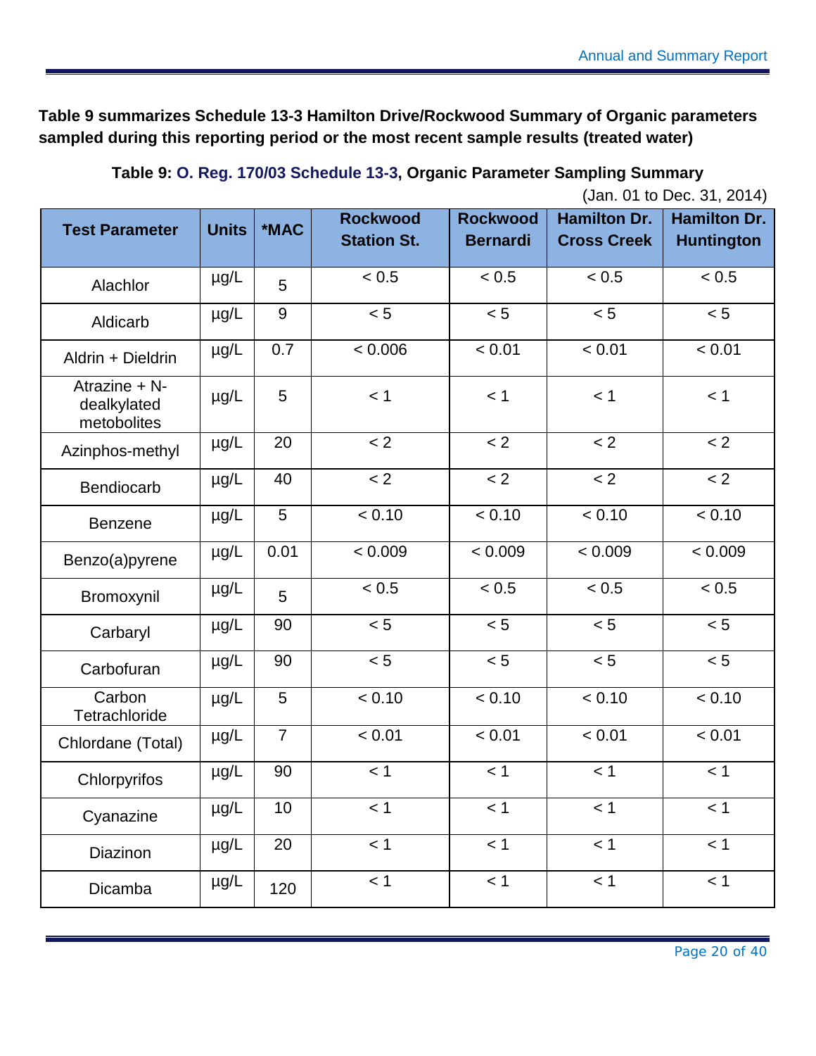**Table 9 summarizes Schedule 13-3 Hamilton Drive/Rockwood Summary of Organic parameters sampled during this reporting period or the most recent sample results (treated water)**

**Table 9: O. Reg. 170/03 Schedule 13-3, Organic Parameter Sampling Summary**

(Jan. 01 to Dec. 31, 2014)

| Test Parameter | Units | *MAC | Rockwood Station St. | Rockwood Bernardi | Hamilton Dr. Cross Creek | Hamilton Dr. Huntington |
|---|---|---|---|---|---|---|
| Alachlor | µg/L | 5 | < 0.5 | < 0.5 | < 0.5 | < 0.5 |
| Aldicarb | µg/L | 9 | < 5 | < 5 | < 5 | < 5 |
| Aldrin + Dieldrin | µg/L | 0.7 | < 0.006 | < 0.01 | < 0.01 | < 0.01 |
| Atrazine + N-dealkylated metobolites | µg/L | 5 | < 1 | < 1 | < 1 | < 1 |
| Azinphos-methyl | µg/L | 20 | < 2 | < 2 | < 2 | < 2 |
| Bendiocarb | µg/L | 40 | < 2 | < 2 | < 2 | < 2 |
| Benzene | µg/L | 5 | < 0.10 | < 0.10 | < 0.10 | < 0.10 |
| Benzo(a)pyrene | µg/L | 0.01 | < 0.009 | < 0.009 | < 0.009 | < 0.009 |
| Bromoxynil | µg/L | 5 | < 0.5 | < 0.5 | < 0.5 | < 0.5 |
| Carbaryl | µg/L | 90 | < 5 | < 5 | < 5 | < 5 |
| Carbofuran | µg/L | 90 | < 5 | < 5 | < 5 | < 5 |
| Carbon Tetrachloride | µg/L | 5 | < 0.10 | < 0.10 | < 0.10 | < 0.10 |
| Chlordane (Total) | µg/L | 7 | < 0.01 | < 0.01 | < 0.01 | < 0.01 |
| Chlorpyrifos | µg/L | 90 | < 1 | < 1 | < 1 | < 1 |
| Cyanazine | µg/L | 10 | < 1 | < 1 | < 1 | < 1 |
| Diazinon | µg/L | 20 | < 1 | < 1 | < 1 | < 1 |
| Dicamba | µg/L | 120 | < 1 | < 1 | < 1 | < 1 |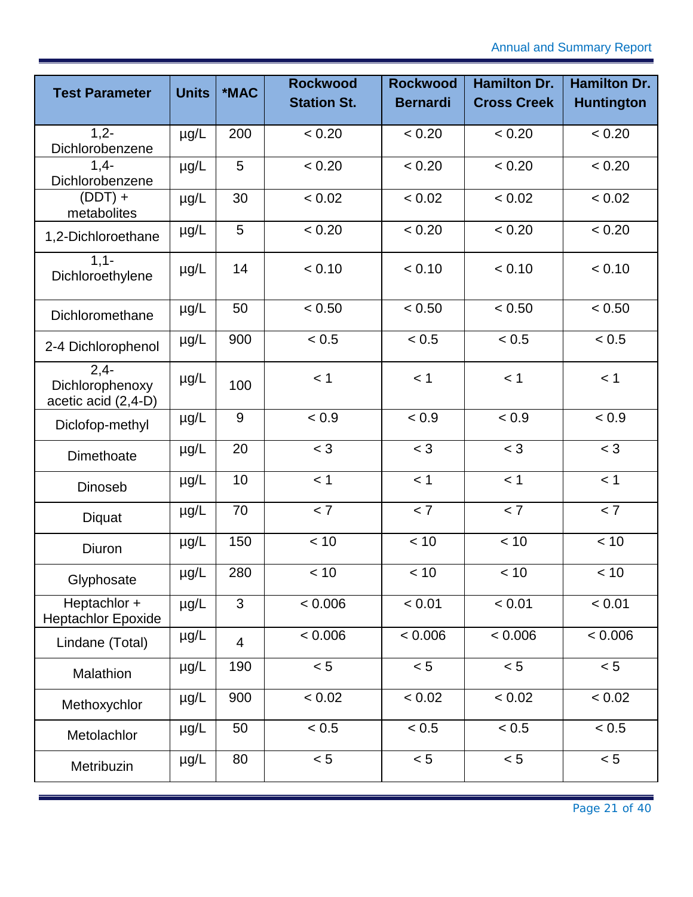| Test Parameter | Units | *MAC | Rockwood Station St. | Rockwood Bernardi | Hamilton Dr. Cross Creek | Hamilton Dr. Huntington |
|---|---|---|---|---|---|---|
| 1,2-Dichlorobenzene | µg/L | 200 | < 0.20 | < 0.20 | < 0.20 | < 0.20 |
| 1,4-Dichlorobenzene | µg/L | 5 | < 0.20 | < 0.20 | < 0.20 | < 0.20 |
| (DDT) + metabolites | µg/L | 30 | < 0.02 | < 0.02 | < 0.02 | < 0.02 |
| 1,2-Dichloroethane | µg/L | 5 | < 0.20 | < 0.20 | < 0.20 | < 0.20 |
| 1,1-Dichloroethylene | µg/L | 14 | < 0.10 | < 0.10 | < 0.10 | < 0.10 |
| Dichloromethane | µg/L | 50 | < 0.50 | < 0.50 | < 0.50 | < 0.50 |
| 2-4 Dichlorophenol | µg/L | 900 | < 0.5 | < 0.5 | < 0.5 | < 0.5 |
| 2,4-Dichlorophenoxy acetic acid (2,4-D) | µg/L | 100 | < 1 | < 1 | < 1 | < 1 |
| Diclofop-methyl | µg/L | 9 | < 0.9 | < 0.9 | < 0.9 | < 0.9 |
| Dimethoate | µg/L | 20 | < 3 | < 3 | < 3 | < 3 |
| Dinoseb | µg/L | 10 | < 1 | < 1 | < 1 | < 1 |
| Diquat | µg/L | 70 | < 7 | < 7 | < 7 | < 7 |
| Diuron | µg/L | 150 | < 10 | < 10 | < 10 | < 10 |
| Glyphosate | µg/L | 280 | < 10 | < 10 | < 10 | < 10 |
| Heptachlor + Heptachlor Epoxide | µg/L | 3 | < 0.006 | < 0.01 | < 0.01 | < 0.01 |
| Lindane (Total) | µg/L | 4 | < 0.006 | < 0.006 | < 0.006 | < 0.006 |
| Malathion | µg/L | 190 | < 5 | < 5 | < 5 | < 5 |
| Methoxychlor | µg/L | 900 | < 0.02 | < 0.02 | < 0.02 | < 0.02 |
| Metolachlor | µg/L | 50 | < 0.5 | < 0.5 | < 0.5 | < 0.5 |
| Metribuzin | µg/L | 80 | < 5 | < 5 | < 5 | < 5 |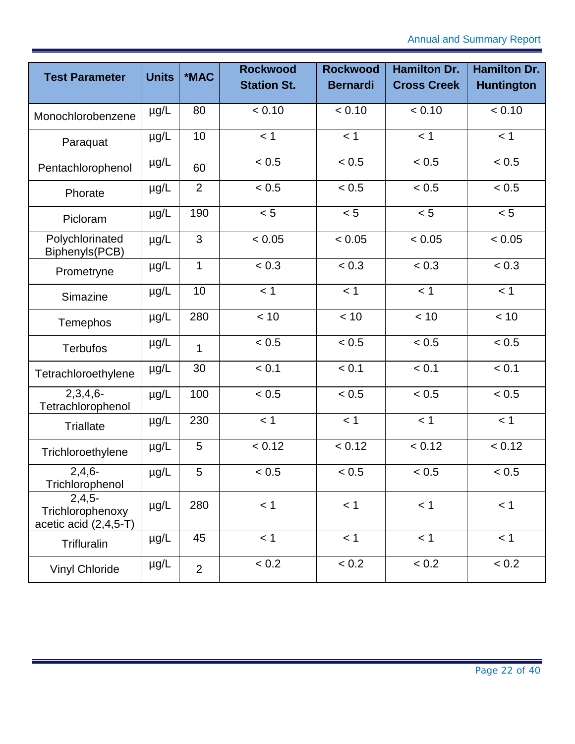| Test Parameter | Units | *MAC | Rockwood Station St. | Rockwood Bernardi | Hamilton Dr. Cross Creek | Hamilton Dr. Huntington |
|---|---|---|---|---|---|---|
| Monochlorobenzene | µg/L | 80 | < 0.10 | < 0.10 | < 0.10 | < 0.10 |
| Paraquat | µg/L | 10 | < 1 | < 1 | < 1 | < 1 |
| Pentachlorophenol | µg/L | 60 | < 0.5 | < 0.5 | < 0.5 | < 0.5 |
| Phorate | µg/L | 2 | < 0.5 | < 0.5 | < 0.5 | < 0.5 |
| Picloram | µg/L | 190 | < 5 | < 5 | < 5 | < 5 |
| Polychlorinated Biphenyls(PCB) | µg/L | 3 | < 0.05 | < 0.05 | < 0.05 | < 0.05 |
| Prometryne | µg/L | 1 | < 0.3 | < 0.3 | < 0.3 | < 0.3 |
| Simazine | µg/L | 10 | < 1 | < 1 | < 1 | < 1 |
| Temephos | µg/L | 280 | < 10 | < 10 | < 10 | < 10 |
| Terbufos | µg/L | 1 | < 0.5 | < 0.5 | < 0.5 | < 0.5 |
| Tetrachloroethylene | µg/L | 30 | < 0.1 | < 0.1 | < 0.1 | < 0.1 |
| 2,3,4,6-Tetrachlorophenol | µg/L | 100 | < 0.5 | < 0.5 | < 0.5 | < 0.5 |
| Triallate | µg/L | 230 | < 1 | < 1 | < 1 | < 1 |
| Trichloroethylene | µg/L | 5 | < 0.12 | < 0.12 | < 0.12 | < 0.12 |
| 2,4,6-Trichlorophenol | µg/L | 5 | < 0.5 | < 0.5 | < 0.5 | < 0.5 |
| 2,4,5-Trichlorophenoxy acetic acid (2,4,5-T) | µg/L | 280 | < 1 | < 1 | < 1 | < 1 |
| Trifluralin | µg/L | 45 | < 1 | < 1 | < 1 | < 1 |
| Vinyl Chloride | µg/L | 2 | < 0.2 | < 0.2 | < 0.2 | < 0.2 |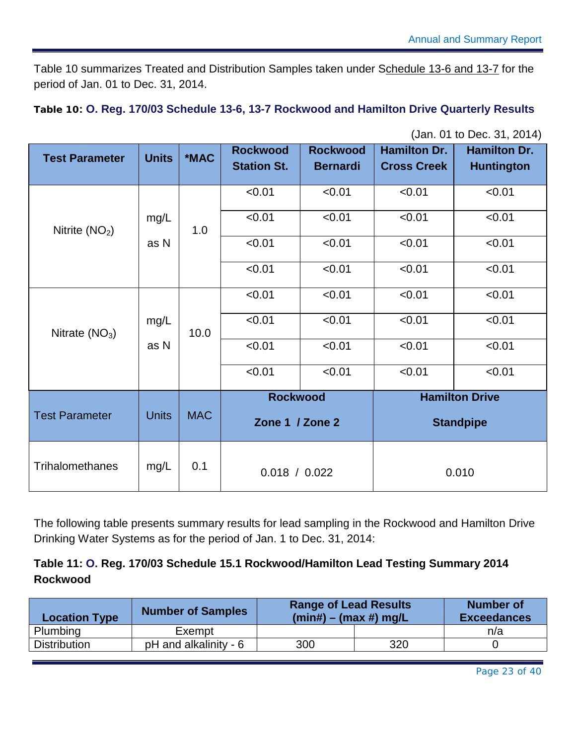Table 10 summarizes Treated and Distribution Samples taken under Schedule 13-6 and 13-7 for the period of Jan. 01 to Dec. 31, 2014.

**Table 10: O. Reg. 170/03 Schedule 13-6, 13-7 Rockwood and Hamilton Drive Quarterly Results**

(Jan. 01 to Dec. 31, 2014)

| Test Parameter | Units | *MAC | Rockwood Station St. | Rockwood Bernardi | Hamilton Dr. Cross Creek | Hamilton Dr. Huntington |
|---|---|---|---|---|---|---|
| Nitrite ($NO_2$) | mg/L as N | 1.0 | <0.01 | <0.01 | <0.01 | <0.01 |
| | | | <0.01 | <0.01 | <0.01 | <0.01 |
| | | | <0.01 | <0.01 | <0.01 | <0.01 |
| | | | <0.01 | <0.01 | <0.01 | <0.01 |
| Nitrate ($NO_3$) | mg/L as N | 10.0 | <0.01 | <0.01 | <0.01 | <0.01 |
| | | | <0.01 | <0.01 | <0.01 | <0.01 |
| | | | <0.01 | <0.01 | <0.01 | <0.01 |
| | | | <0.01 | <0.01 | <0.01 | <0.01 |
| **Test Parameter** | **Units** | **MAC** | **Rockwood Zone 1 / Zone 2** | | **Hamilton Drive Standpipe** | |
| Trihalomethanes | mg/L | 0.1 | 0.018 / 0.022 | | 0.010 | |

The following table presents summary results for lead sampling in the Rockwood and Hamilton Drive Drinking Water Systems as for the period of Jan. 1 to Dec. 31, 2014:

**Table 11: O. Reg. 170/03 Schedule 15.1 Rockwood/Hamilton Lead Testing Summary 2014 Rockwood**

| Location Type | Number of Samples | Range of Lead Results (min#) – (max #) mg/L | | Number of Exceedances |
|---|---|---|---|---|
| Plumbing | Exempt | | | n/a |
| Distribution | pH and alkalinity - 6 | 300 | 320 | 0 |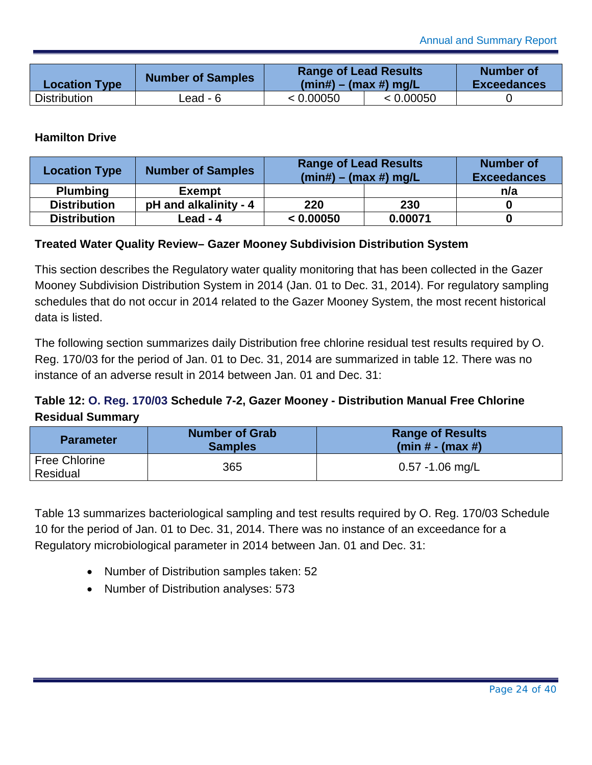| Location Type | Number of Samples | Range of Lead Results (min#) – (max #) mg/L | | Number of Exceedances |
|---|---|---|---|---|
| Distribution | Lead - 6 | < 0.00050 | < 0.00050 | 0 |

**Hamilton Drive**

| Location Type | Number of Samples | Range of Lead Results (min#) – (max #) mg/L | | Number of Exceedances |
|---|---|---|---|---|
| **Plumbing** | **Exempt** | | | **n/a** |
| **Distribution** | **pH and alkalinity - 4** | **220** | **230** | **0** |
| **Distribution** | **Lead - 4** | **< 0.00050** | **0.00071** | **0** |

**Treated Water Quality Review– Gazer Mooney Subdivision Distribution System**

This section describes the Regulatory water quality monitoring that has been collected in the Gazer Mooney Subdivision Distribution System in 2014 (Jan. 01 to Dec. 31, 2014). For regulatory sampling schedules that do not occur in 2014 related to the Gazer Mooney System, the most recent historical data is listed.

The following section summarizes daily Distribution free chlorine residual test results required by O. Reg. 170/03 for the period of Jan. 01 to Dec. 31, 2014 are summarized in table 12. There was no instance of an adverse result in 2014 between Jan. 01 and Dec. 31:

**Table 12: O. Reg. 170/03 Schedule 7-2, Gazer Mooney - Distribution Manual Free Chlorine Residual Summary**

| Parameter | Number of Grab Samples | Range of Results (min # - (max #) |
|---|---|---|
| Free Chlorine Residual | 365 | 0.57 -1.06 mg/L |

Table 13 summarizes bacteriological sampling and test results required by O. Reg. 170/03 Schedule 10 for the period of Jan. 01 to Dec. 31, 2014. There was no instance of an exceedance for a Regulatory microbiological parameter in 2014 between Jan. 01 and Dec. 31:

- Number of Distribution samples taken: 52
- Number of Distribution analyses: 573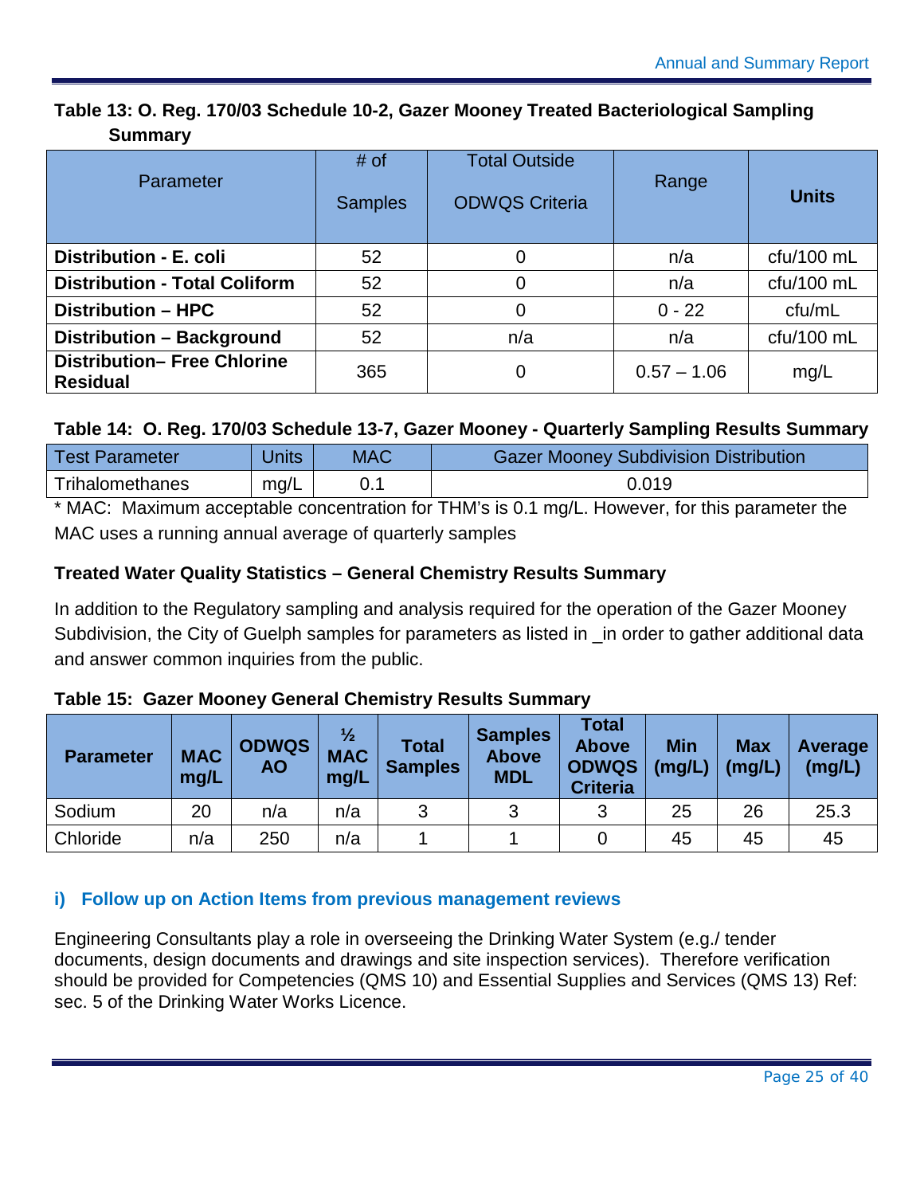**Table 13: O. Reg. 170/03 Schedule 10-2, Gazer Mooney Treated Bacteriological Sampling Summary**

| Parameter | # of Samples | Total Outside ODWQS Criteria | Range | **Units** |
|---|---|---|---|---|
| **Distribution - E. coli** | 52 | 0 | n/a | cfu/100 mL |
| **Distribution - Total Coliform** | 52 | 0 | n/a | cfu/100 mL |
| **Distribution – HPC** | 52 | 0 | 0 - 22 | cfu/mL |
| **Distribution – Background** | 52 | n/a | n/a | cfu/100 mL |
| **Distribution– Free Chlorine Residual** | 365 | 0 | 0.57 – 1.06 | mg/L |

**Table 14: O. Reg. 170/03 Schedule 13-7, Gazer Mooney - Quarterly Sampling Results Summary**

| Test Parameter | Units | MAC | Gazer Mooney Subdivision Distribution |
|---|---|---|---|
| Trihalomethanes | mg/L | 0.1 | 0.019 |

* MAC: Maximum acceptable concentration for THM's is 0.1 mg/L. However, for this parameter the MAC uses a running annual average of quarterly samples

**Treated Water Quality Statistics – General Chemistry Results Summary**

In addition to the Regulatory sampling and analysis required for the operation of the Gazer Mooney Subdivision, the City of Guelph samples for parameters as listed in _in order to gather additional data and answer common inquiries from the public.

**Table 15: Gazer Mooney General Chemistry Results Summary**

| **Parameter** | **MAC mg/L** | **ODWQS AO** | **½ MAC mg/L** | **Total Samples** | **Samples Above MDL** | **Total Above ODWQS Criteria** | **Min (mg/L)** | **Max (mg/L)** | **Average (mg/L)** |
|---|---|---|---|---|---|---|---|---|---|
| Sodium | 20 | n/a | n/a | 3 | 3 | 3 | 25 | 26 | 25.3 |
| Chloride | n/a | 250 | n/a | 1 | 1 | 0 | 45 | 45 | 45 |

### i) Follow up on Action Items from previous management reviews

Engineering Consultants play a role in overseeing the Drinking Water System (e.g./ tender documents, design documents and drawings and site inspection services). Therefore verification should be provided for Competencies (QMS 10) and Essential Supplies and Services (QMS 13) Ref: sec. 5 of the Drinking Water Works Licence.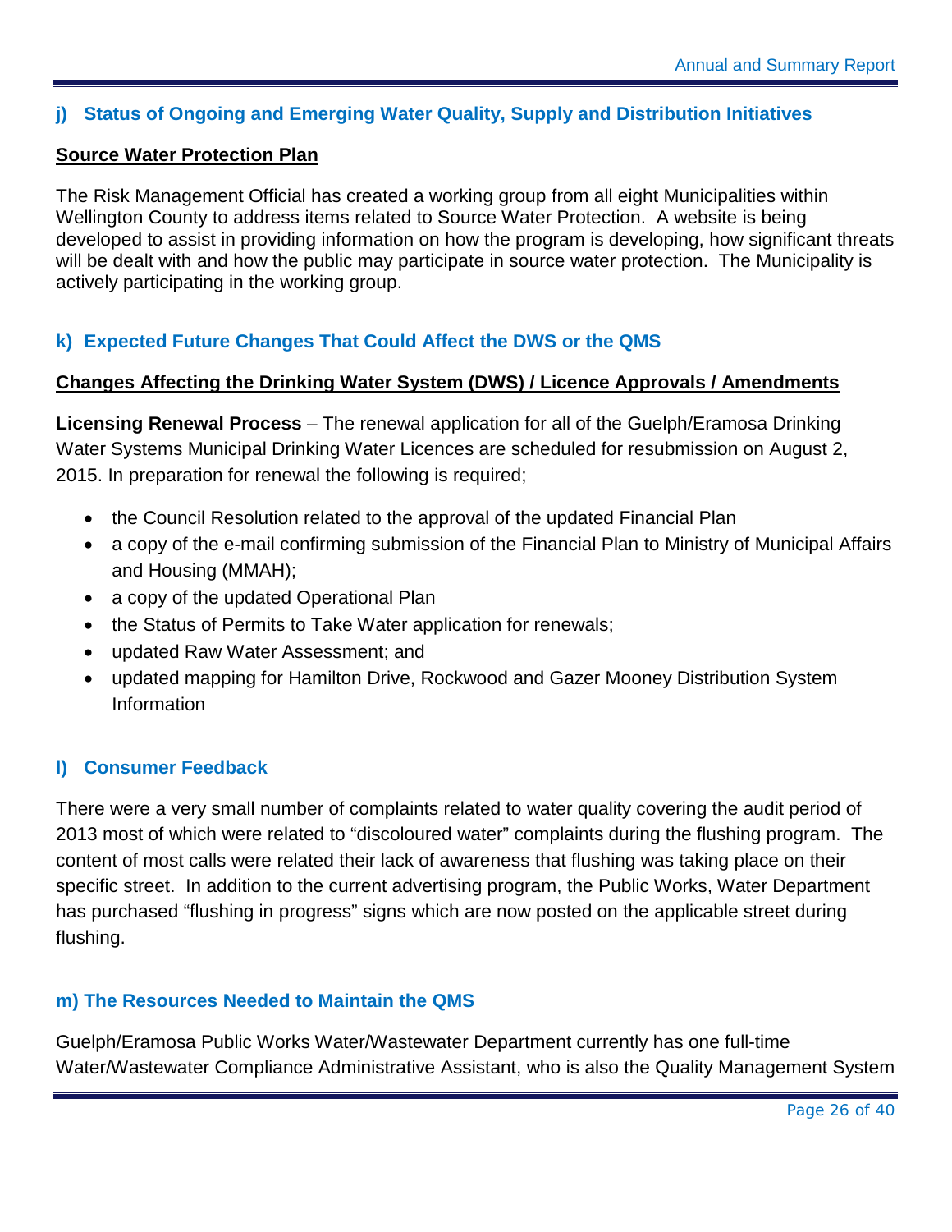## j) Status of Ongoing and Emerging Water Quality, Supply and Distribution Initiatives

**Source Water Protection Plan**

The Risk Management Official has created a working group from all eight Municipalities within Wellington County to address items related to Source Water Protection. A website is being developed to assist in providing information on how the program is developing, how significant threats will be dealt with and how the public may participate in source water protection. The Municipality is actively participating in the working group.

## k) Expected Future Changes That Could Affect the DWS or the QMS

**Changes Affecting the Drinking Water System (DWS) / Licence Approvals / Amendments**

**Licensing Renewal Process** – The renewal application for all of the Guelph/Eramosa Drinking Water Systems Municipal Drinking Water Licences are scheduled for resubmission on August 2, 2015. In preparation for renewal the following is required;

- the Council Resolution related to the approval of the updated Financial Plan
- a copy of the e-mail confirming submission of the Financial Plan to Ministry of Municipal Affairs and Housing (MMAH);
- a copy of the updated Operational Plan
- the Status of Permits to Take Water application for renewals;
- updated Raw Water Assessment; and
- updated mapping for Hamilton Drive, Rockwood and Gazer Mooney Distribution System Information

## l) Consumer Feedback

There were a very small number of complaints related to water quality covering the audit period of 2013 most of which were related to "discoloured water" complaints during the flushing program. The content of most calls were related their lack of awareness that flushing was taking place on their specific street. In addition to the current advertising program, the Public Works, Water Department has purchased "flushing in progress" signs which are now posted on the applicable street during flushing.

## m) The Resources Needed to Maintain the QMS

Guelph/Eramosa Public Works Water/Wastewater Department currently has one full-time Water/Wastewater Compliance Administrative Assistant, who is also the Quality Management System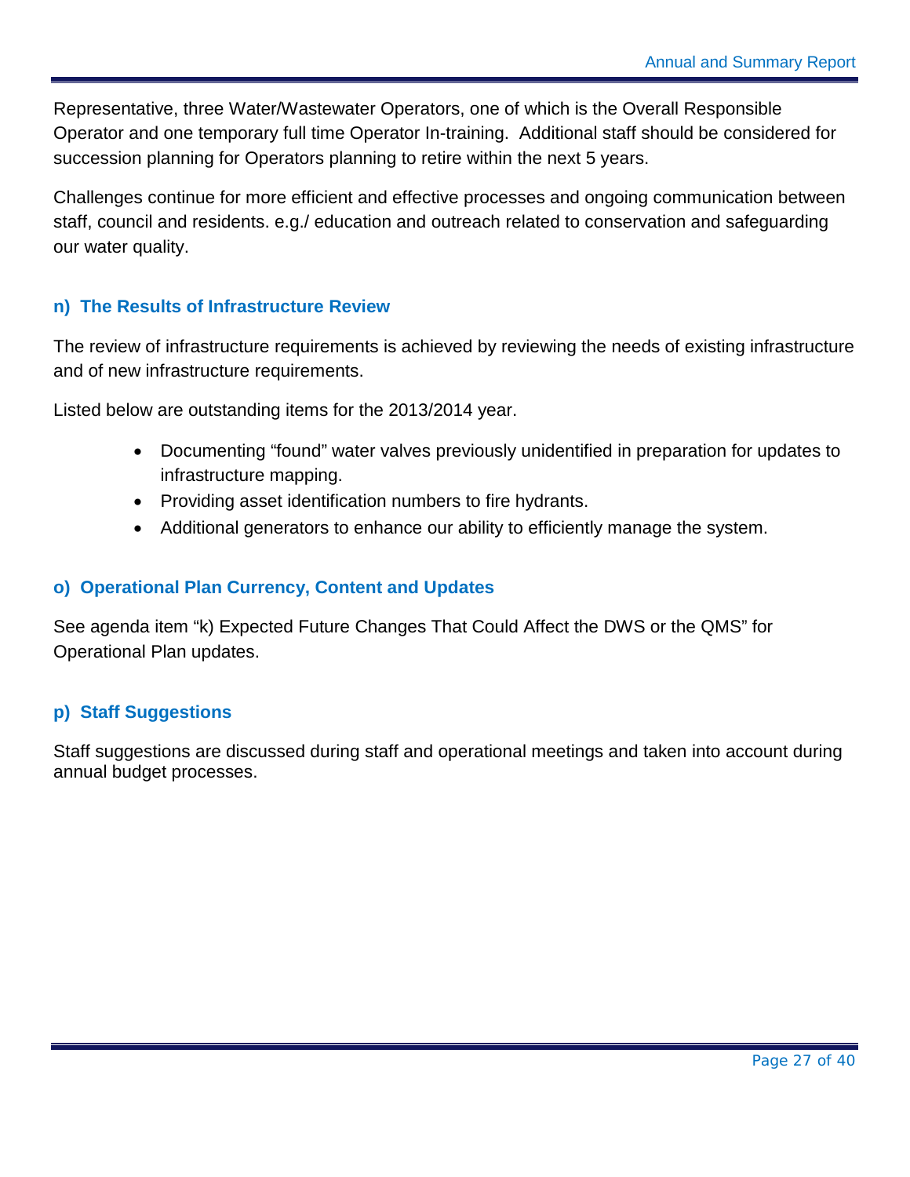Representative, three Water/Wastewater Operators, one of which is the Overall Responsible Operator and one temporary full time Operator In-training. Additional staff should be considered for succession planning for Operators planning to retire within the next 5 years.

Challenges continue for more efficient and effective processes and ongoing communication between staff, council and residents. e.g./ education and outreach related to conservation and safeguarding our water quality.

### n) The Results of Infrastructure Review

The review of infrastructure requirements is achieved by reviewing the needs of existing infrastructure and of new infrastructure requirements.

Listed below are outstanding items for the 2013/2014 year.

- Documenting "found" water valves previously unidentified in preparation for updates to infrastructure mapping.
- Providing asset identification numbers to fire hydrants.
- Additional generators to enhance our ability to efficiently manage the system.

### o) Operational Plan Currency, Content and Updates

See agenda item "k) Expected Future Changes That Could Affect the DWS or the QMS" for Operational Plan updates.

### p) Staff Suggestions

Staff suggestions are discussed during staff and operational meetings and taken into account during annual budget processes.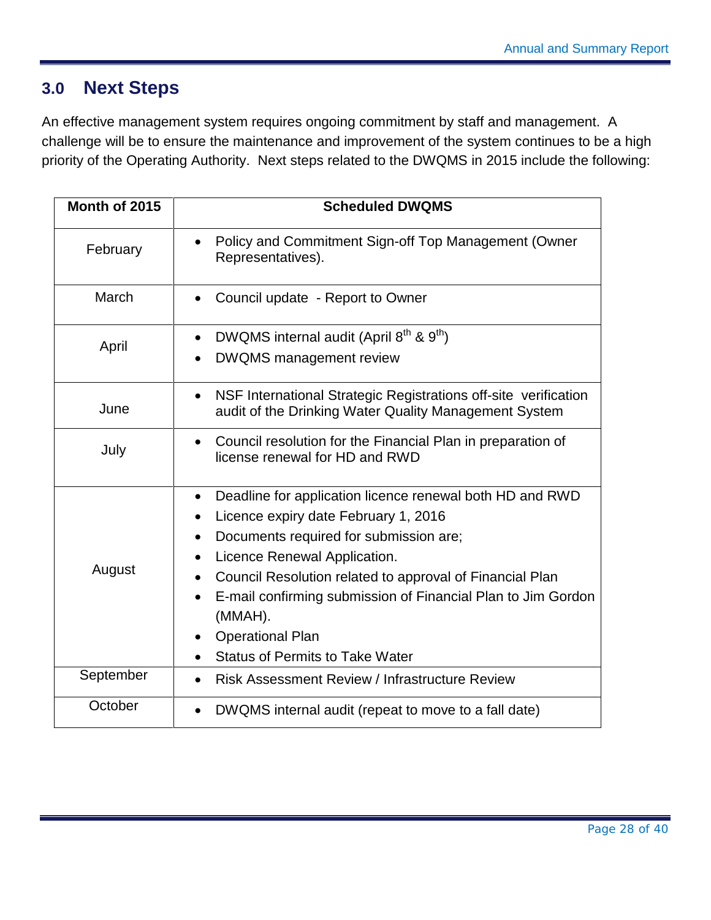## 3.0 Next Steps

An effective management system requires ongoing commitment by staff and management. A challenge will be to ensure the maintenance and improvement of the system continues to be a high priority of the Operating Authority. Next steps related to the DWQMS in 2015 include the following:

| Month of 2015 | Scheduled DWQMS |
|---|---|
| February | • Policy and Commitment Sign-off Top Management (Owner Representatives). |
| March | • Council update - Report to Owner |
| April | • DWQMS internal audit (April 8th & 9th)<br>• DWQMS management review |
| June | • NSF International Strategic Registrations off-site verification audit of the Drinking Water Quality Management System |
| July | • Council resolution for the Financial Plan in preparation of license renewal for HD and RWD |
| August | • Deadline for application licence renewal both HD and RWD<br>• Licence expiry date February 1, 2016<br>• Documents required for submission are;<br>• Licence Renewal Application.<br>• Council Resolution related to approval of Financial Plan<br>• E-mail confirming submission of Financial Plan to Jim Gordon (MMAH).<br>• Operational Plan<br>• Status of Permits to Take Water |
| September | • Risk Assessment Review / Infrastructure Review |
| October | • DWQMS internal audit (repeat to move to a fall date) |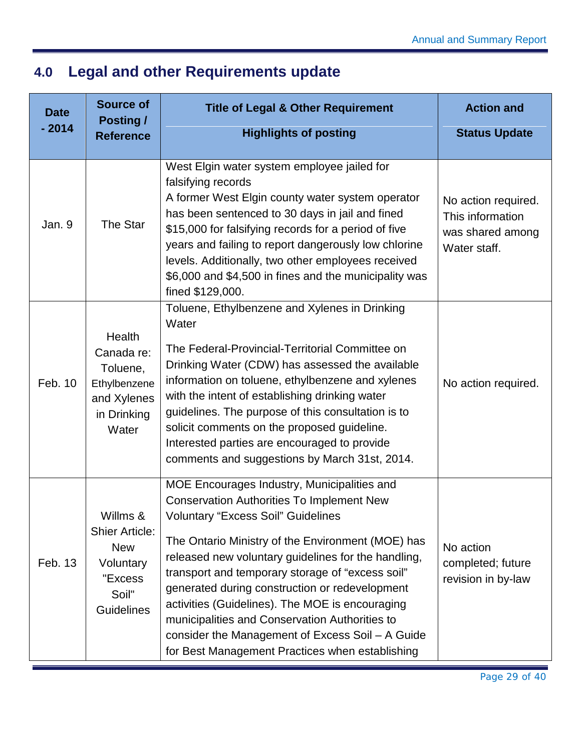## 4.0 Legal and other Requirements update

| Date - 2014 | Source of Posting / Reference | Title of Legal & Other Requirement<br>Highlights of posting | Action and<br>Status Update |
|---|---|---|---|
| Jan. 9 | The Star | West Elgin water system employee jailed for falsifying records<br>A former West Elgin county water system operator has been sentenced to 30 days in jail and fined $15,000 for falsifying records for a period of five years and failing to report dangerously low chlorine levels. Additionally, two other employees received $6,000 and $4,500 in fines and the municipality was fined $129,000. | No action required. This information was shared among Water staff. |
| Feb. 10 | Health Canada re: Toluene, Ethylbenzene and Xylenes in Drinking Water | Toluene, Ethylbenzene and Xylenes in Drinking Water<br>The Federal-Provincial-Territorial Committee on Drinking Water (CDW) has assessed the available information on toluene, ethylbenzene and xylenes with the intent of establishing drinking water guidelines. The purpose of this consultation is to solicit comments on the proposed guideline. Interested parties are encouraged to provide comments and suggestions by March 31st, 2014. | No action required. |
| Feb. 13 | Willms & Shier Article: New Voluntary "Excess Soil" Guidelines | MOE Encourages Industry, Municipalities and Conservation Authorities To Implement New Voluntary "Excess Soil" Guidelines<br>The Ontario Ministry of the Environment (MOE) has released new voluntary guidelines for the handling, transport and temporary storage of "excess soil" generated during construction or redevelopment activities (Guidelines). The MOE is encouraging municipalities and Conservation Authorities to consider the Management of Excess Soil – A Guide for Best Management Practices when establishing | No action completed; future revision in by-law |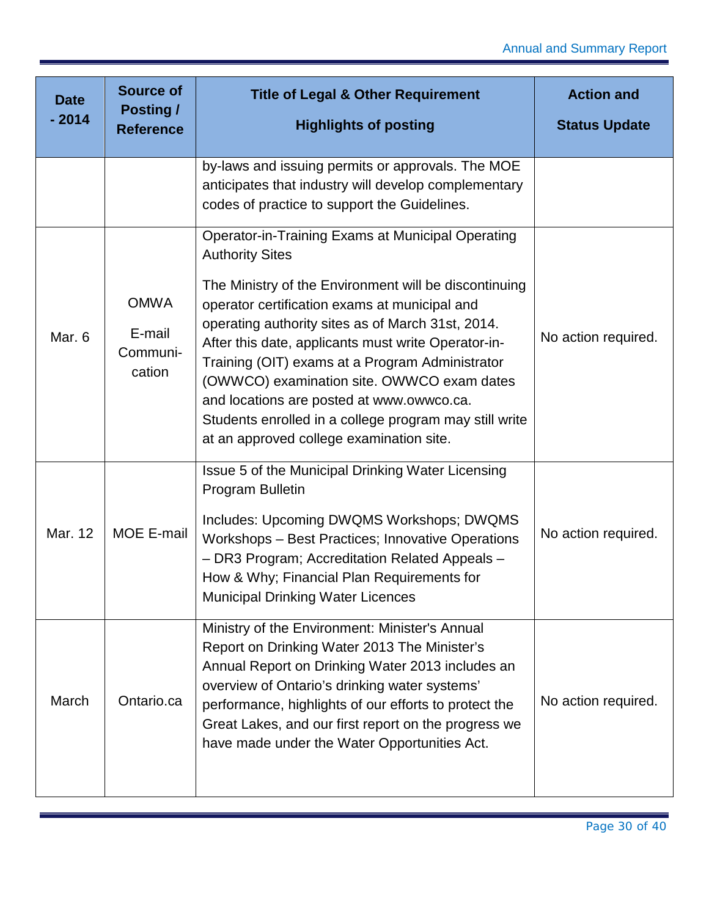| Date - 2014 | Source of Posting / Reference | Title of Legal & Other Requirement<br><br>Highlights of posting | Action and<br><br>Status Update |
|---|---|---|---|
| | | by-laws and issuing permits or approvals. The MOE anticipates that industry will develop complementary codes of practice to support the Guidelines. | |
| Mar. 6 | OMWA<br><br>E-mail Communi-cation | Operator-in-Training Exams at Municipal Operating Authority Sites<br><br>The Ministry of the Environment will be discontinuing operator certification exams at municipal and operating authority sites as of March 31st, 2014. After this date, applicants must write Operator-in-Training (OIT) exams at a Program Administrator (OWWCO) examination site. OWWCO exam dates and locations are posted at www.owwco.ca. Students enrolled in a college program may still write at an approved college examination site. | No action required. |
| Mar. 12 | MOE E-mail | Issue 5 of the Municipal Drinking Water Licensing Program Bulletin<br><br>Includes: Upcoming DWQMS Workshops; DWQMS Workshops – Best Practices; Innovative Operations – DR3 Program; Accreditation Related Appeals – How & Why; Financial Plan Requirements for Municipal Drinking Water Licences | No action required. |
| March | Ontario.ca | Ministry of the Environment: Minister's Annual Report on Drinking Water 2013 The Minister's Annual Report on Drinking Water 2013 includes an overview of Ontario's drinking water systems' performance, highlights of our efforts to protect the Great Lakes, and our first report on the progress we have made under the Water Opportunities Act. | No action required. |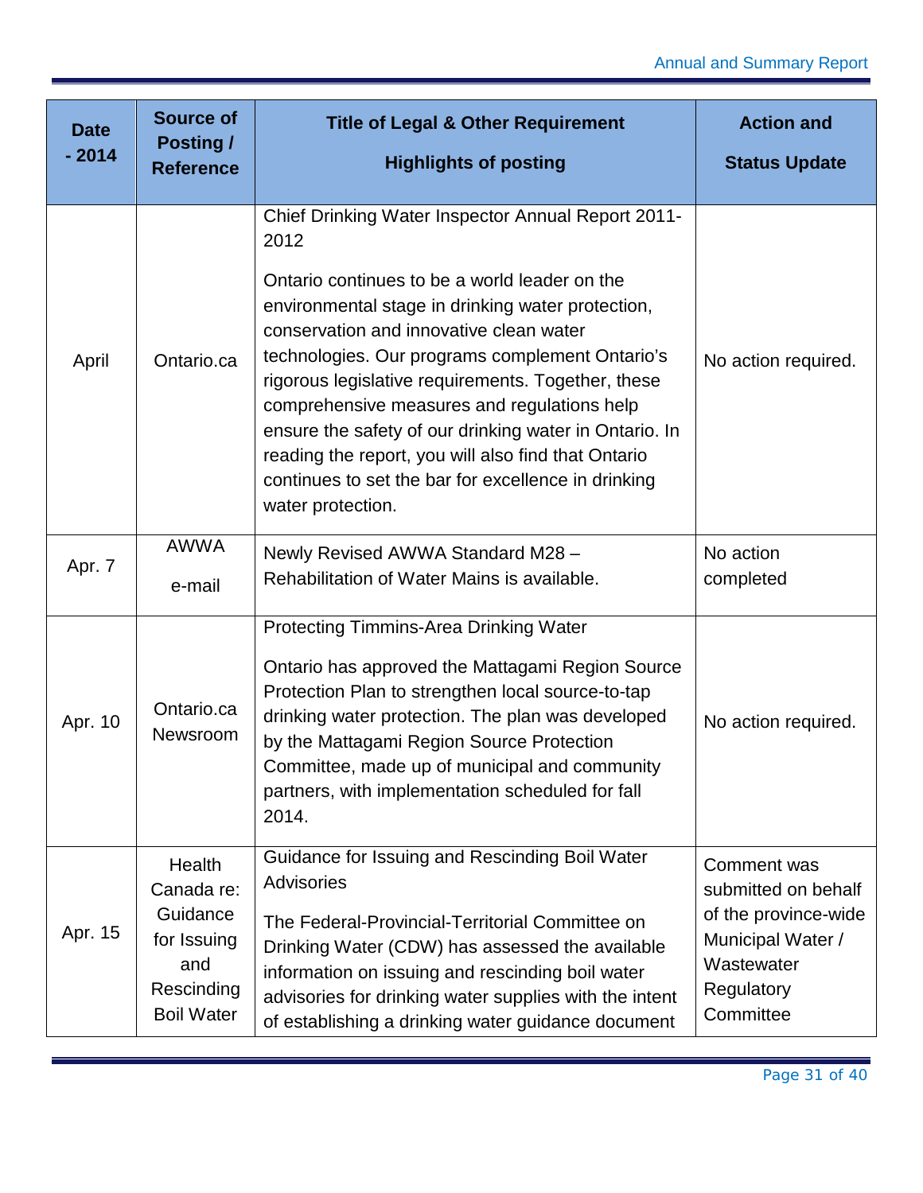| Date - 2014 | Source of Posting / Reference | Title of Legal & Other Requirement<br><br>Highlights of posting | Action and<br><br>Status Update |
|---|---|---|---|
| April | Ontario.ca | Chief Drinking Water Inspector Annual Report 2011-2012<br><br>Ontario continues to be a world leader on the environmental stage in drinking water protection, conservation and innovative clean water technologies. Our programs complement Ontario's rigorous legislative requirements. Together, these comprehensive measures and regulations help ensure the safety of our drinking water in Ontario. In reading the report, you will also find that Ontario continues to set the bar for excellence in drinking water protection. | No action required. |
| Apr. 7 | AWWA<br><br>e-mail | Newly Revised AWWA Standard M28 – Rehabilitation of Water Mains is available. | No action completed |
| Apr. 10 | Ontario.ca Newsroom | Protecting Timmins-Area Drinking Water<br><br>Ontario has approved the Mattagami Region Source Protection Plan to strengthen local source-to-tap drinking water protection. The plan was developed by the Mattagami Region Source Protection Committee, made up of municipal and community partners, with implementation scheduled for fall 2014. | No action required. |
| Apr. 15 | Health Canada re: Guidance for Issuing and Rescinding Boil Water | Guidance for Issuing and Rescinding Boil Water Advisories<br><br>The Federal-Provincial-Territorial Committee on Drinking Water (CDW) has assessed the available information on issuing and rescinding boil water advisories for drinking water supplies with the intent of establishing a drinking water guidance document | Comment was submitted on behalf of the province-wide Municipal Water / Wastewater Regulatory Committee |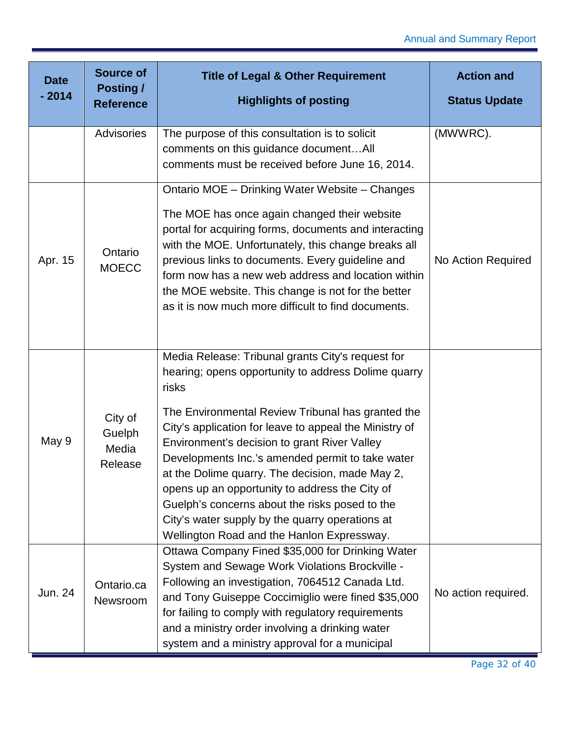| Date - 2014 | Source of Posting / Reference | Title of Legal & Other Requirement<br><br>Highlights of posting | Action and<br><br>Status Update |
|---|---|---|---|
| | Advisories | The purpose of this consultation is to solicit comments on this guidance document…All comments must be received before June 16, 2014. | (MWWRC). |
| Apr. 15 | Ontario MOECC | Ontario MOE – Drinking Water Website – Changes<br><br>The MOE has once again changed their website portal for acquiring forms, documents and interacting with the MOE. Unfortunately, this change breaks all previous links to documents. Every guideline and form now has a new web address and location within the MOE website. This change is not for the better as it is now much more difficult to find documents. | No Action Required |
| May 9 | City of Guelph Media Release | Media Release: Tribunal grants City's request for hearing; opens opportunity to address Dolime quarry risks<br><br>The Environmental Review Tribunal has granted the City's application for leave to appeal the Ministry of Environment's decision to grant River Valley Developments Inc.'s amended permit to take water at the Dolime quarry. The decision, made May 2, opens up an opportunity to address the City of Guelph's concerns about the risks posed to the City's water supply by the quarry operations at Wellington Road and the Hanlon Expressway. | |
| Jun. 24 | Ontario.ca Newsroom | Ottawa Company Fined $35,000 for Drinking Water System and Sewage Work Violations Brockville - Following an investigation, 7064512 Canada Ltd. and Tony Guiseppe Coccimiglio were fined $35,000 for failing to comply with regulatory requirements and a ministry order involving a drinking water system and a ministry approval for a municipal | No action required. |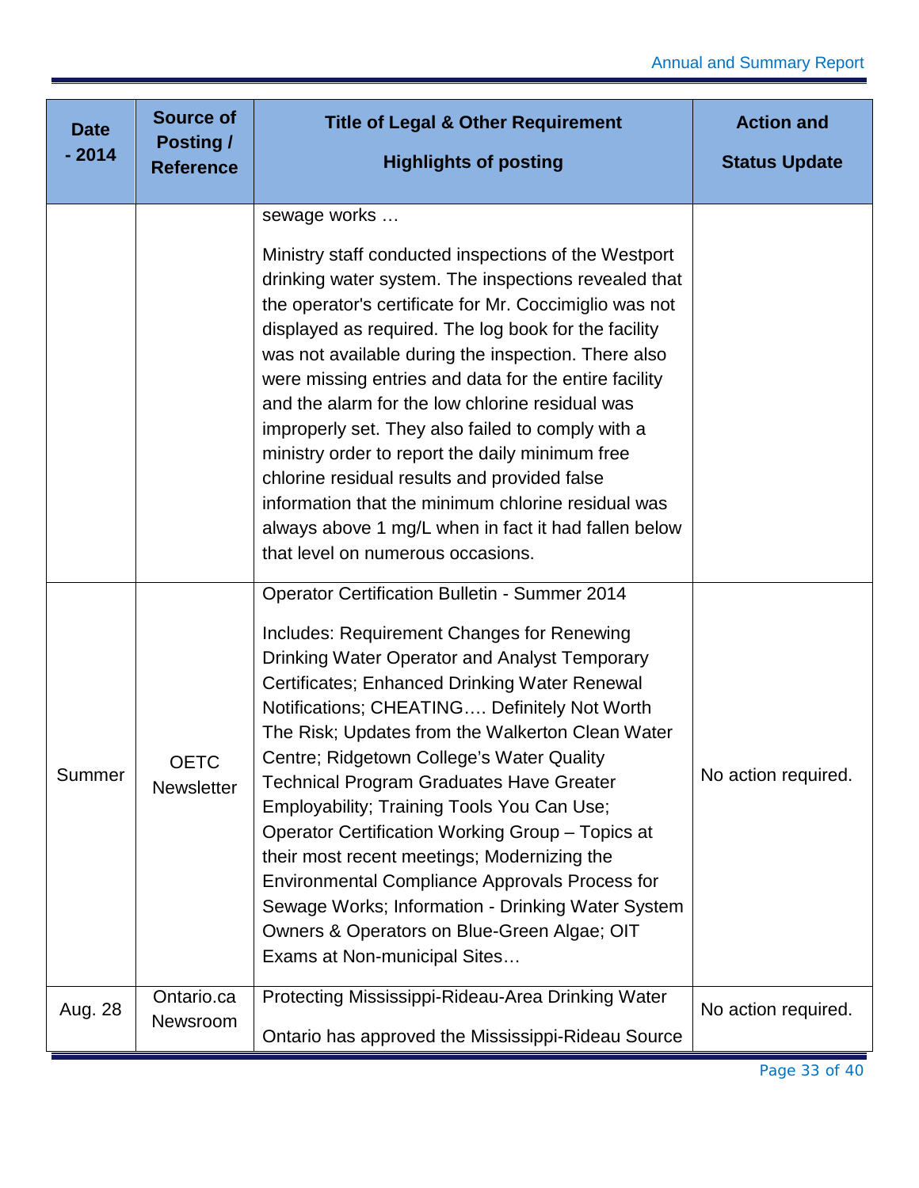| Date - 2014 | Source of Posting / Reference | Title of Legal & Other Requirement<br><br>Highlights of posting | Action and<br><br>Status Update |
|---|---|---|---|
| | | sewage works …<br><br>Ministry staff conducted inspections of the Westport drinking water system. The inspections revealed that the operator's certificate for Mr. Coccimiglio was not displayed as required. The log book for the facility was not available during the inspection. There also were missing entries and data for the entire facility and the alarm for the low chlorine residual was improperly set. They also failed to comply with a ministry order to report the daily minimum free chlorine residual results and provided false information that the minimum chlorine residual was always above 1 mg/L when in fact it had fallen below that level on numerous occasions. | |
| Summer | OETC Newsletter | Operator Certification Bulletin - Summer 2014<br><br>Includes: Requirement Changes for Renewing Drinking Water Operator and Analyst Temporary Certificates; Enhanced Drinking Water Renewal Notifications; CHEATING…. Definitely Not Worth The Risk; Updates from the Walkerton Clean Water Centre; Ridgetown College's Water Quality Technical Program Graduates Have Greater Employability; Training Tools You Can Use; Operator Certification Working Group – Topics at their most recent meetings; Modernizing the Environmental Compliance Approvals Process for Sewage Works; Information - Drinking Water System Owners & Operators on Blue-Green Algae; OIT Exams at Non-municipal Sites… | No action required. |
| Aug. 28 | Ontario.ca Newsroom | Protecting Mississippi-Rideau-Area Drinking Water<br><br>Ontario has approved the Mississippi-Rideau Source | No action required. |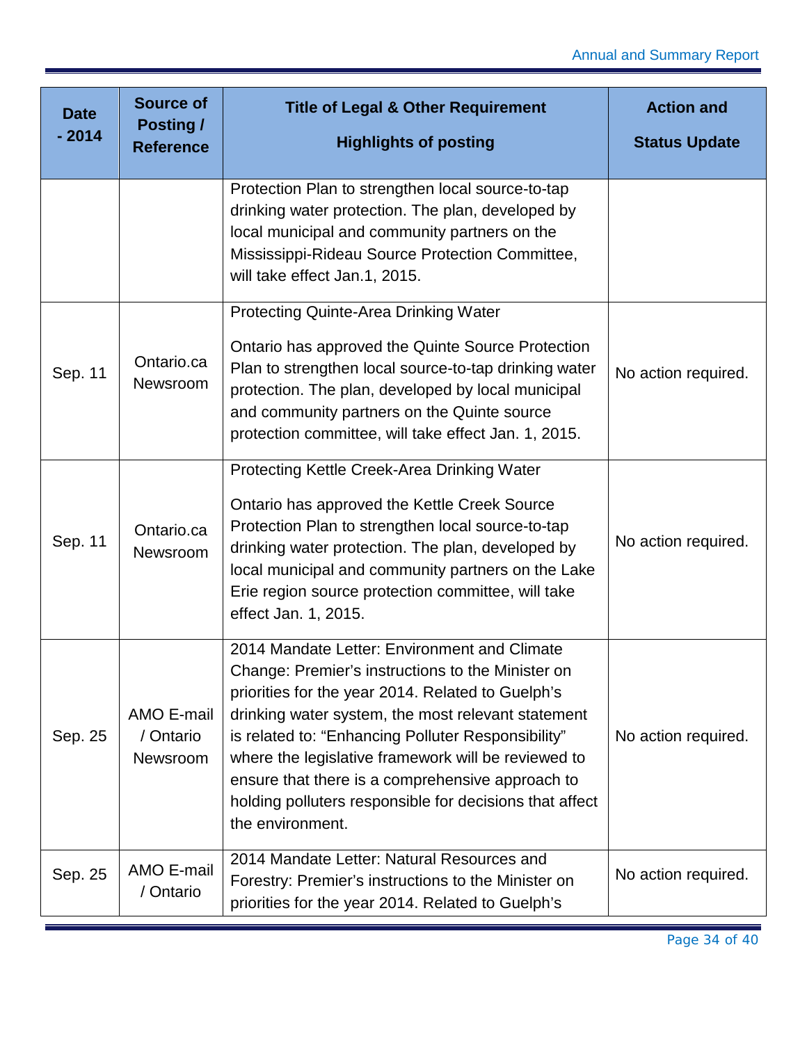| Date - 2014 | Source of Posting / Reference | Title of Legal & Other Requirement<br><br>Highlights of posting | Action and<br><br>Status Update |
|---|---|---|---|
| | | Protection Plan to strengthen local source-to-tap drinking water protection. The plan, developed by local municipal and community partners on the Mississippi-Rideau Source Protection Committee, will take effect Jan.1, 2015. | |
| Sep. 11 | Ontario.ca Newsroom | Protecting Quinte-Area Drinking Water<br><br>Ontario has approved the Quinte Source Protection Plan to strengthen local source-to-tap drinking water protection. The plan, developed by local municipal and community partners on the Quinte source protection committee, will take effect Jan. 1, 2015. | No action required. |
| Sep. 11 | Ontario.ca Newsroom | Protecting Kettle Creek-Area Drinking Water<br><br>Ontario has approved the Kettle Creek Source Protection Plan to strengthen local source-to-tap drinking water protection. The plan, developed by local municipal and community partners on the Lake Erie region source protection committee, will take effect Jan. 1, 2015. | No action required. |
| Sep. 25 | AMO E-mail / Ontario Newsroom | 2014 Mandate Letter: Environment and Climate Change: Premier's instructions to the Minister on priorities for the year 2014. Related to Guelph's drinking water system, the most relevant statement is related to: "Enhancing Polluter Responsibility" where the legislative framework will be reviewed to ensure that there is a comprehensive approach to holding polluters responsible for decisions that affect the environment. | No action required. |
| Sep. 25 | AMO E-mail / Ontario | 2014 Mandate Letter: Natural Resources and Forestry: Premier's instructions to the Minister on priorities for the year 2014. Related to Guelph's | No action required. |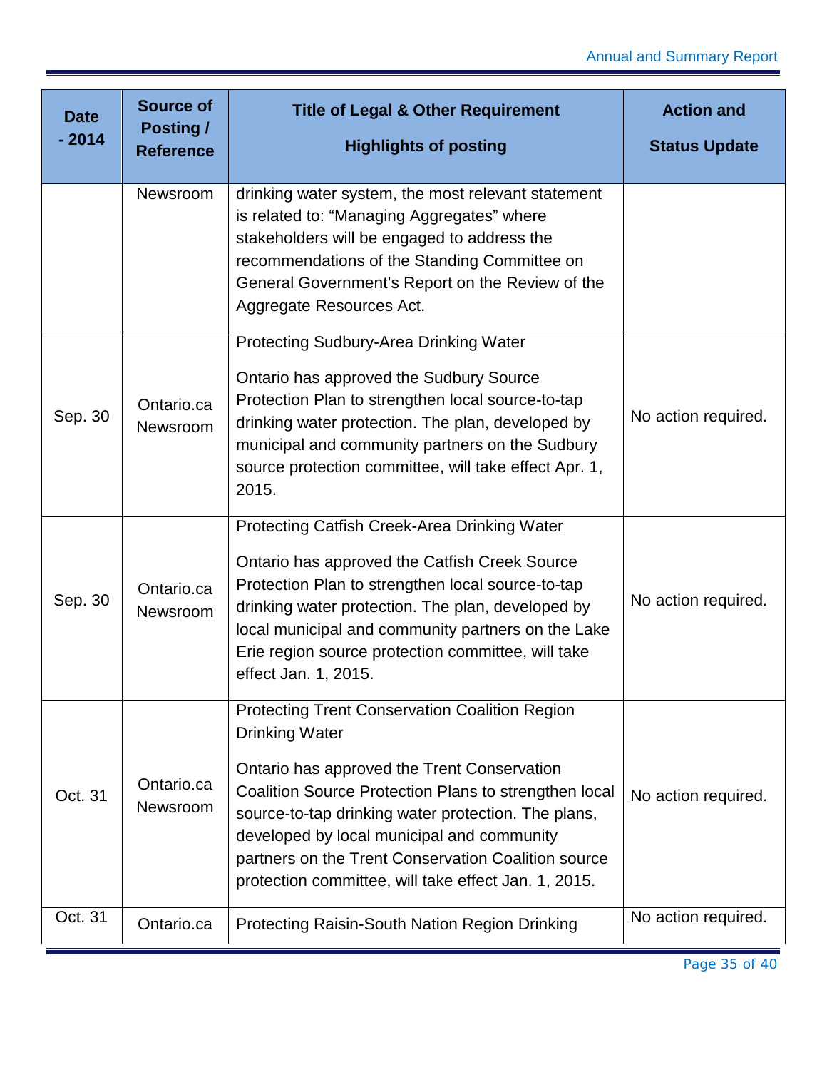| Date - 2014 | Source of Posting / Reference | Title of Legal & Other Requirement<br><br>Highlights of posting | Action and<br><br>Status Update |
|---|---|---|---|
| | Newsroom | drinking water system, the most relevant statement is related to: “Managing Aggregates” where stakeholders will be engaged to address the recommendations of the Standing Committee on General Government’s Report on the Review of the Aggregate Resources Act. | |
| Sep. 30 | Ontario.ca Newsroom | Protecting Sudbury-Area Drinking Water<br><br>Ontario has approved the Sudbury Source Protection Plan to strengthen local source-to-tap drinking water protection. The plan, developed by municipal and community partners on the Sudbury source protection committee, will take effect Apr. 1, 2015. | No action required. |
| Sep. 30 | Ontario.ca Newsroom | Protecting Catfish Creek-Area Drinking Water<br><br>Ontario has approved the Catfish Creek Source Protection Plan to strengthen local source-to-tap drinking water protection. The plan, developed by local municipal and community partners on the Lake Erie region source protection committee, will take effect Jan. 1, 2015. | No action required. |
| Oct. 31 | Ontario.ca Newsroom | Protecting Trent Conservation Coalition Region Drinking Water<br><br>Ontario has approved the Trent Conservation Coalition Source Protection Plans to strengthen local source-to-tap drinking water protection. The plans, developed by local municipal and community partners on the Trent Conservation Coalition source protection committee, will take effect Jan. 1, 2015. | No action required. |
| Oct. 31 | Ontario.ca | Protecting Raisin-South Nation Region Drinking | No action required. |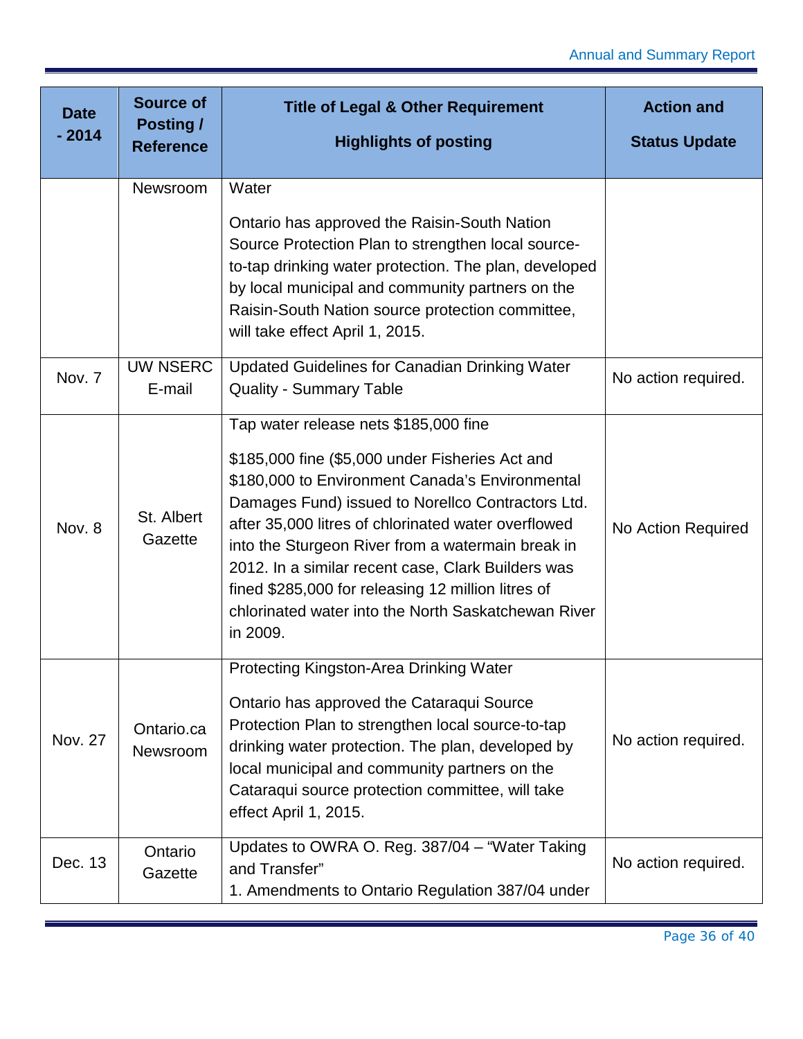| Date - 2014 | Source of Posting / Reference | Title of Legal & Other Requirement<br><br>Highlights of posting | Action and<br><br>Status Update |
|---|---|---|---|
| | Newsroom | Water<br><br>Ontario has approved the Raisin-South Nation Source Protection Plan to strengthen local source-to-tap drinking water protection. The plan, developed by local municipal and community partners on the Raisin-South Nation source protection committee, will take effect April 1, 2015. | |
| Nov. 7 | UW NSERC E-mail | Updated Guidelines for Canadian Drinking Water Quality - Summary Table | No action required. |
| Nov. 8 | St. Albert Gazette | Tap water release nets $185,000 fine<br><br>$185,000 fine ($5,000 under Fisheries Act and $180,000 to Environment Canada's Environmental Damages Fund) issued to Norellco Contractors Ltd. after 35,000 litres of chlorinated water overflowed into the Sturgeon River from a watermain break in 2012. In a similar recent case, Clark Builders was fined $285,000 for releasing 12 million litres of chlorinated water into the North Saskatchewan River in 2009. | No Action Required |
| Nov. 27 | Ontario.ca Newsroom | Protecting Kingston-Area Drinking Water<br><br>Ontario has approved the Cataraqui Source Protection Plan to strengthen local source-to-tap drinking water protection. The plan, developed by local municipal and community partners on the Cataraqui source protection committee, will take effect April 1, 2015. | No action required. |
| Dec. 13 | Ontario Gazette | Updates to OWRA O. Reg. 387/04 – "Water Taking and Transfer"<br>1. Amendments to Ontario Regulation 387/04 under | No action required. |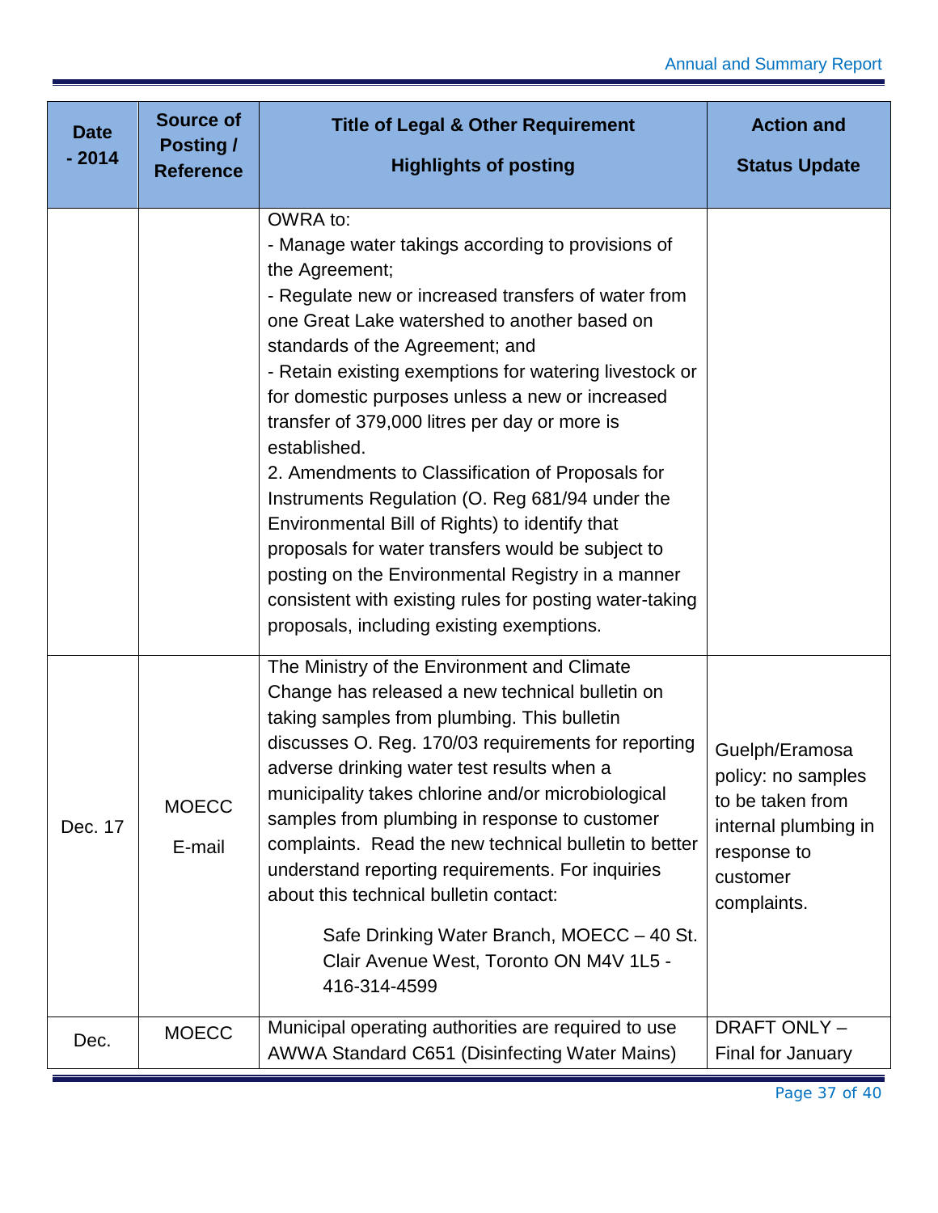| Date - 2014 | Source of Posting / Reference | Title of Legal & Other Requirement<br><br>Highlights of posting | Action and<br><br>Status Update |
|---|---|---|---|
| | | OWRA to:<br>- Manage water takings according to provisions of the Agreement;<br>- Regulate new or increased transfers of water from one Great Lake watershed to another based on standards of the Agreement; and<br>- Retain existing exemptions for watering livestock or for domestic purposes unless a new or increased transfer of 379,000 litres per day or more is established.<br>2. Amendments to Classification of Proposals for Instruments Regulation (O. Reg 681/94 under the Environmental Bill of Rights) to identify that proposals for water transfers would be subject to posting on the Environmental Registry in a manner consistent with existing rules for posting water-taking proposals, including existing exemptions. | |
| Dec. 17 | MOECC<br><br>E-mail | The Ministry of the Environment and Climate Change has released a new technical bulletin on taking samples from plumbing. This bulletin discusses O. Reg. 170/03 requirements for reporting adverse drinking water test results when a municipality takes chlorine and/or microbiological samples from plumbing in response to customer complaints. Read the new technical bulletin to better understand reporting requirements. For inquiries about this technical bulletin contact:<br><br>Safe Drinking Water Branch, MOECC – 40 St. Clair Avenue West, Toronto ON M4V 1L5 - 416-314-4599 | Guelph/Eramosa policy: no samples to be taken from internal plumbing in response to customer complaints. |
| Dec. | MOECC | Municipal operating authorities are required to use AWWA Standard C651 (Disinfecting Water Mains) | DRAFT ONLY – Final for January |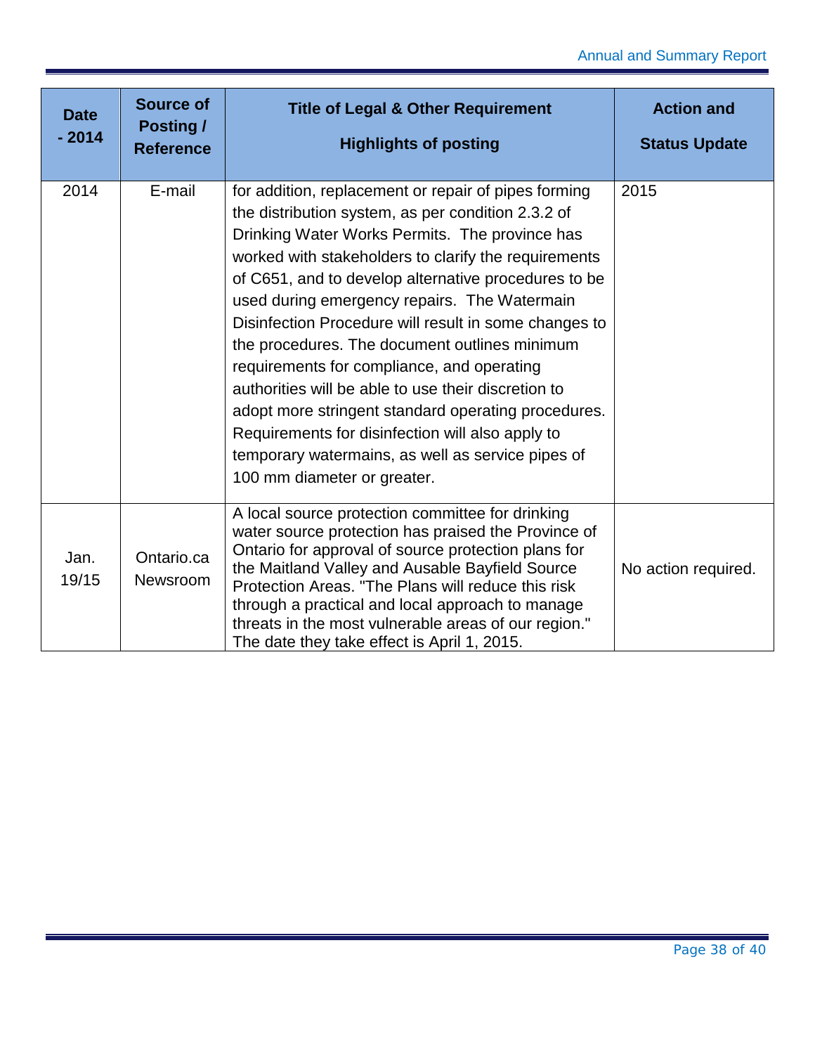| Date - 2014 | Source of Posting / Reference | Title of Legal & Other Requirement<br><br>Highlights of posting | Action and<br><br>Status Update |
|---|---|---|---|
| 2014 | E-mail | for addition, replacement or repair of pipes forming the distribution system, as per condition 2.3.2 of Drinking Water Works Permits. The province has worked with stakeholders to clarify the requirements of C651, and to develop alternative procedures to be used during emergency repairs. The Watermain Disinfection Procedure will result in some changes to the procedures. The document outlines minimum requirements for compliance, and operating authorities will be able to use their discretion to adopt more stringent standard operating procedures. Requirements for disinfection will also apply to temporary watermains, as well as service pipes of 100 mm diameter or greater. | 2015 |
| Jan. 19/15 | Ontario.ca Newsroom | A local source protection committee for drinking water source protection has praised the Province of Ontario for approval of source protection plans for the Maitland Valley and Ausable Bayfield Source Protection Areas. "The Plans will reduce this risk through a practical and local approach to manage threats in the most vulnerable areas of our region." The date they take effect is April 1, 2015. | No action required. |